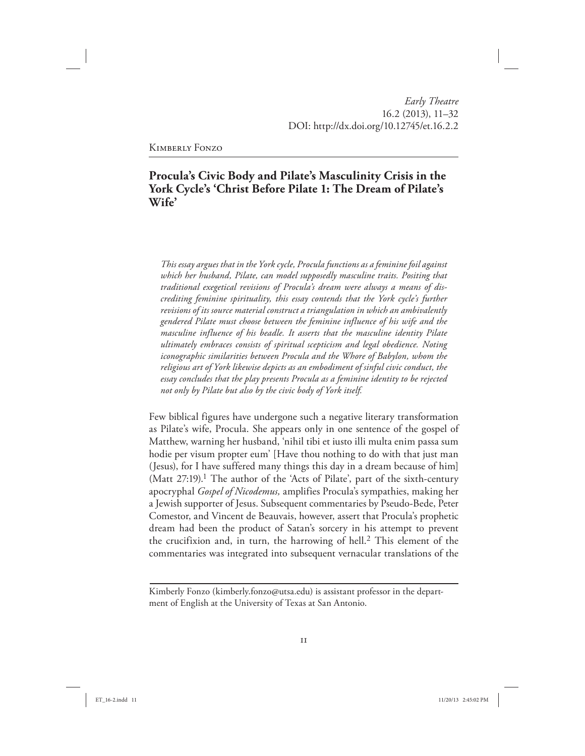Kimberly Fonzo

# Procula's Civic Body and Pilate's Masculinity Crisis in the York Cycle's 'Christ Before Pilate 1: The Dream of Pilate's Wife'

*This essay argues that in the York cycle, Procula functions as a feminine foil against which her husband, Pilate, can model supposedly masculine traits. Positing that traditional exegetical revisions of Procula's dream were always a means of discrediting feminine spirituality, this essay contends that the York cycle's further revisions of its source material construct a triangulation in which an ambivalently gendered Pilate must choose between the feminine influence of his wife and the masculine influence of his beadle. It asserts that the masculine identity Pilate ultimately embraces consists of spiritual scepticism and legal obedience. Noting iconographic similarities between Procula and the Whore of Babylon, whom the religious art of York likewise depicts as an embodiment of sinful civic conduct, the essay concludes that the play presents Procula as a feminine identity to be rejected not only by Pilate but also by the civic body of York itself.*

Few biblical figures have undergone such a negative literary transformation as Pilate's wife, Procula. She appears only in one sentence of the gospel of Matthew, warning her husband, 'nihil tibi et iusto illi multa enim passa sum hodie per visum propter eum' [Have thou nothing to do with that just man (Jesus), for I have suffered many things this day in a dream because of him] (Matt 27:19).[1] The author of the 'Acts of Pilate', part of the sixth-century apocryphal *Gospel of Nicodemus,* amplifies Procula's sympathies, making her a Jewish supporter of Jesus. Subsequent commentaries by Pseudo-Bede, Peter Comestor, and Vincent de Beauvais, however, assert that Procula's prophetic dream had been the product of Satan's sorcery in his attempt to prevent the crucifixion and, in turn, the harrowing of hell.[2] This element of the commentaries was integrated into subsequent vernacular translations of the

---

Kimberly Fonzo (kimberly.fonzo@utsa.edu) is assistant professor in the department of English at the University of Texas at San Antonio.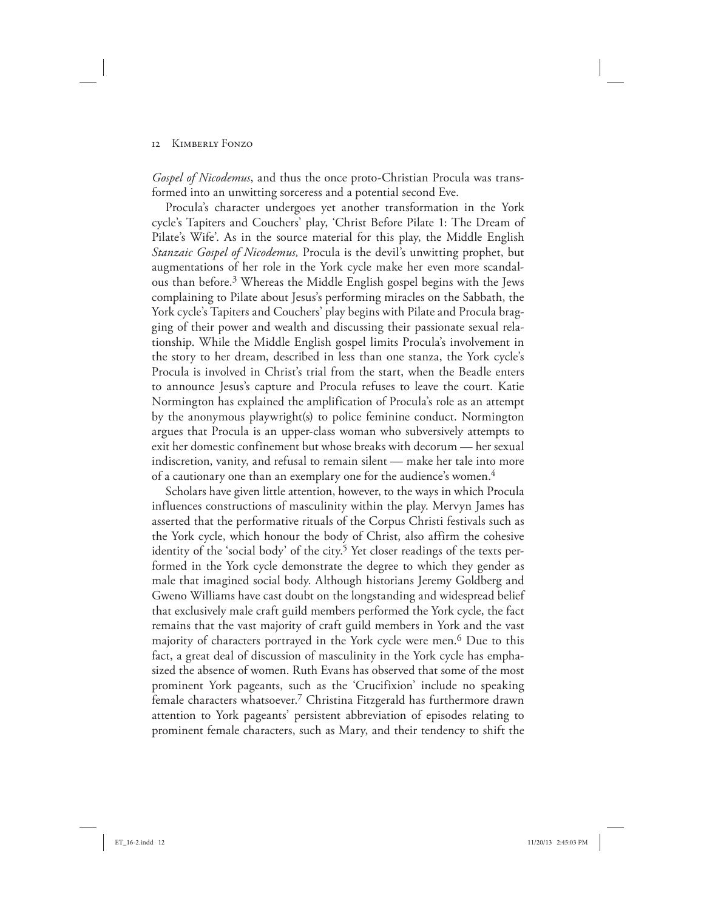*Gospel of Nicodemus*, and thus the once proto-Christian Procula was transformed into an unwitting sorceress and a potential second Eve.

Procula's character undergoes yet another transformation in the York cycle's Tapiters and Couchers' play, 'Christ Before Pilate 1: The Dream of Pilate's Wife'. As in the source material for this play, the Middle English *Stanzaic Gospel of Nicodemus,* Procula is the devil's unwitting prophet, but augmentations of her role in the York cycle make her even more scandalous than before.[3] Whereas the Middle English gospel begins with the Jews complaining to Pilate about Jesus's performing miracles on the Sabbath, the York cycle's Tapiters and Couchers' play begins with Pilate and Procula bragging of their power and wealth and discussing their passionate sexual relationship. While the Middle English gospel limits Procula's involvement in the story to her dream, described in less than one stanza, the York cycle's Procula is involved in Christ's trial from the start, when the Beadle enters to announce Jesus's capture and Procula refuses to leave the court. Katie Normington has explained the amplification of Procula's role as an attempt by the anonymous playwright(s) to police feminine conduct. Normington argues that Procula is an upper-class woman who subversively attempts to exit her domestic confinement but whose breaks with decorum — her sexual indiscretion, vanity, and refusal to remain silent — make her tale into more of a cautionary one than an exemplary one for the audience's women.[4]

Scholars have given little attention, however, to the ways in which Procula influences constructions of masculinity within the play. Mervyn James has asserted that the performative rituals of the Corpus Christi festivals such as the York cycle, which honour the body of Christ, also affirm the cohesive identity of the 'social body' of the city.[5] Yet closer readings of the texts performed in the York cycle demonstrate the degree to which they gender as male that imagined social body. Although historians Jeremy Goldberg and Gweno Williams have cast doubt on the longstanding and widespread belief that exclusively male craft guild members performed the York cycle, the fact remains that the vast majority of craft guild members in York and the vast majority of characters portrayed in the York cycle were men.[6] Due to this fact, a great deal of discussion of masculinity in the York cycle has emphasized the absence of women. Ruth Evans has observed that some of the most prominent York pageants, such as the 'Crucifixion' include no speaking female characters whatsoever.[7] Christina Fitzgerald has furthermore drawn attention to York pageants' persistent abbreviation of episodes relating to prominent female characters, such as Mary, and their tendency to shift the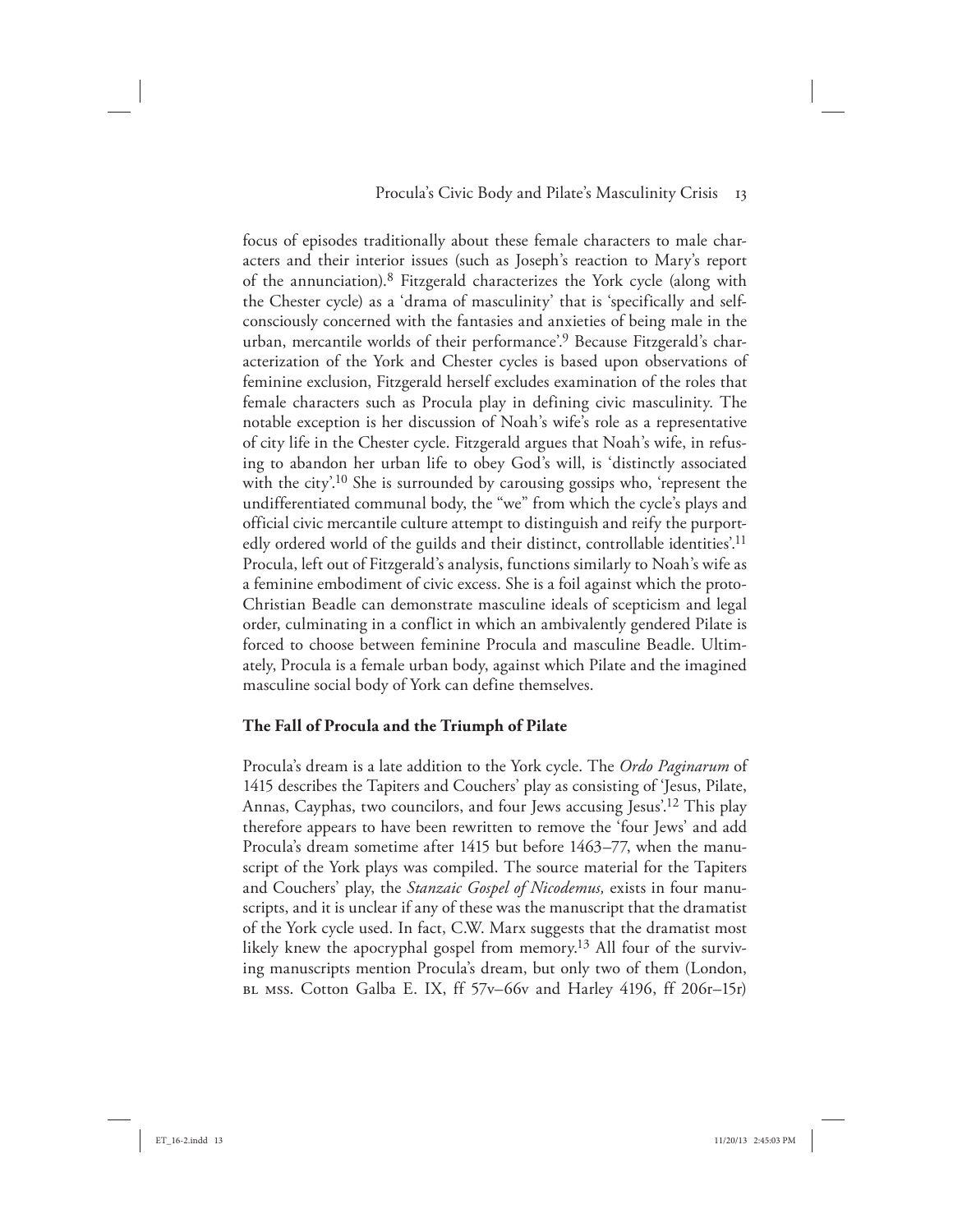focus of episodes traditionally about these female characters to male characters and their interior issues (such as Joseph's reaction to Mary's report of the annunciation).[8] Fitzgerald characterizes the York cycle (along with the Chester cycle) as a 'drama of masculinity' that is 'specifically and self-consciously concerned with the fantasies and anxieties of being male in the urban, mercantile worlds of their performance'.[9] Because Fitzgerald's characterization of the York and Chester cycles is based upon observations of feminine exclusion, Fitzgerald herself excludes examination of the roles that female characters such as Procula play in defining civic masculinity. The notable exception is her discussion of Noah's wife's role as a representative of city life in the Chester cycle. Fitzgerald argues that Noah's wife, in refusing to abandon her urban life to obey God's will, is 'distinctly associated with the city'.[10] She is surrounded by carousing gossips who, 'represent the undifferentiated communal body, the "we" from which the cycle's plays and official civic mercantile culture attempt to distinguish and reify the purportedly ordered world of the guilds and their distinct, controllable identities'.[11] Procula, left out of Fitzgerald's analysis, functions similarly to Noah's wife as a feminine embodiment of civic excess. She is a foil against which the proto-Christian Beadle can demonstrate masculine ideals of scepticism and legal order, culminating in a conflict in which an ambivalently gendered Pilate is forced to choose between feminine Procula and masculine Beadle. Ultimately, Procula is a female urban body, against which Pilate and the imagined masculine social body of York can define themselves.

## The Fall of Procula and the Triumph of Pilate

Procula's dream is a late addition to the York cycle. The *Ordo Paginarum* of 1415 describes the Tapiters and Couchers' play as consisting of 'Jesus, Pilate, Annas, Cayphas, two councilors, and four Jews accusing Jesus'.[12] This play therefore appears to have been rewritten to remove the 'four Jews' and add Procula's dream sometime after 1415 but before 1463–77, when the manuscript of the York plays was compiled. The source material for the Tapiters and Couchers' play, the *Stanzaic Gospel of Nicodemus,* exists in four manuscripts, and it is unclear if any of these was the manuscript that the dramatist of the York cycle used. In fact, C.W. Marx suggests that the dramatist most likely knew the apocryphal gospel from memory.[13] All four of the surviving manuscripts mention Procula's dream, but only two of them (London, BL MSS. Cotton Galba E. IX, ff 57v–66v and Harley 4196, ff 206r–15r)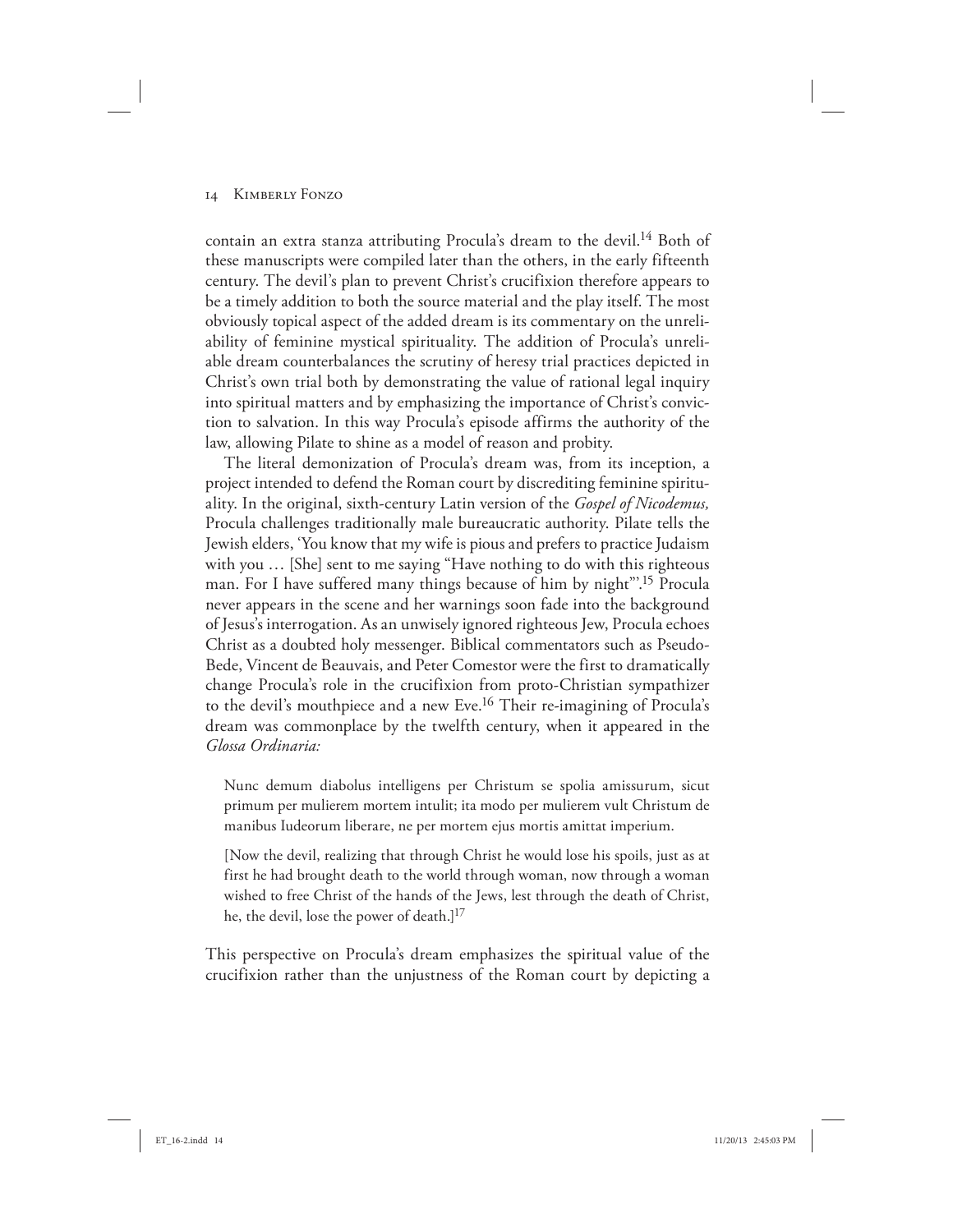contain an extra stanza attributing Procula's dream to the devil.[14] Both of these manuscripts were compiled later than the others, in the early fifteenth century. The devil's plan to prevent Christ's crucifixion therefore appears to be a timely addition to both the source material and the play itself. The most obviously topical aspect of the added dream is its commentary on the unreliability of feminine mystical spirituality. The addition of Procula's unreliable dream counterbalances the scrutiny of heresy trial practices depicted in Christ's own trial both by demonstrating the value of rational legal inquiry into spiritual matters and by emphasizing the importance of Christ's conviction to salvation. In this way Procula's episode affirms the authority of the law, allowing Pilate to shine as a model of reason and probity.

The literal demonization of Procula's dream was, from its inception, a project intended to defend the Roman court by discrediting feminine spirituality. In the original, sixth-century Latin version of the *Gospel of Nicodemus,* Procula challenges traditionally male bureaucratic authority. Pilate tells the Jewish elders, 'You know that my wife is pious and prefers to practice Judaism with you … [She] sent to me saying "Have nothing to do with this righteous man. For I have suffered many things because of him by night"'.[15] Procula never appears in the scene and her warnings soon fade into the background of Jesus's interrogation. As an unwisely ignored righteous Jew, Procula echoes Christ as a doubted holy messenger. Biblical commentators such as Pseudo-Bede, Vincent de Beauvais, and Peter Comestor were the first to dramatically change Procula's role in the crucifixion from proto-Christian sympathizer to the devil's mouthpiece and a new Eve.[16] Their re-imagining of Procula's dream was commonplace by the twelfth century, when it appeared in the *Glossa Ordinaria:*

> Nunc demum diabolus intelligens per Christum se spolia amissurum, sicut primum per mulierem mortem intulit; ita modo per mulierem vult Christum de manibus Iudeorum liberare, ne per mortem ejus mortis amittat imperium.
>
> [Now the devil, realizing that through Christ he would lose his spoils, just as at first he had brought death to the world through woman, now through a woman wished to free Christ of the hands of the Jews, lest through the death of Christ, he, the devil, lose the power of death.][17]

This perspective on Procula's dream emphasizes the spiritual value of the crucifixion rather than the unjustness of the Roman court by depicting a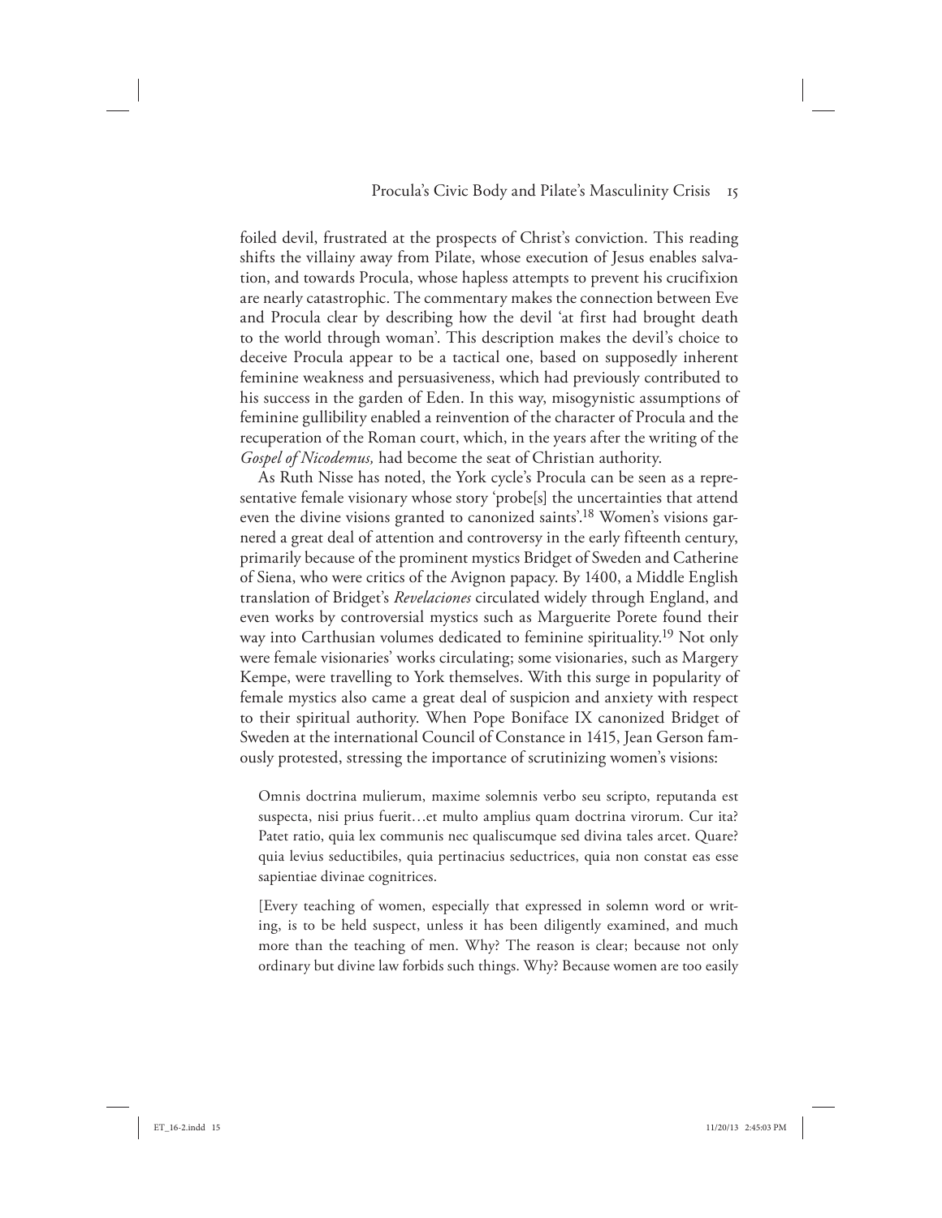foiled devil, frustrated at the prospects of Christ's conviction. This reading shifts the villainy away from Pilate, whose execution of Jesus enables salvation, and towards Procula, whose hapless attempts to prevent his crucifixion are nearly catastrophic. The commentary makes the connection between Eve and Procula clear by describing how the devil 'at first had brought death to the world through woman'. This description makes the devil's choice to deceive Procula appear to be a tactical one, based on supposedly inherent feminine weakness and persuasiveness, which had previously contributed to his success in the garden of Eden. In this way, misogynistic assumptions of feminine gullibility enabled a reinvention of the character of Procula and the recuperation of the Roman court, which, in the years after the writing of the *Gospel of Nicodemus,* had become the seat of Christian authority.

As Ruth Nisse has noted, the York cycle's Procula can be seen as a representative female visionary whose story 'probe[s] the uncertainties that attend even the divine visions granted to canonized saints'.[18] Women's visions garnered a great deal of attention and controversy in the early fifteenth century, primarily because of the prominent mystics Bridget of Sweden and Catherine of Siena, who were critics of the Avignon papacy. By 1400, a Middle English translation of Bridget's *Revelaciones* circulated widely through England, and even works by controversial mystics such as Marguerite Porete found their way into Carthusian volumes dedicated to feminine spirituality.[19] Not only were female visionaries' works circulating; some visionaries, such as Margery Kempe, were travelling to York themselves. With this surge in popularity of female mystics also came a great deal of suspicion and anxiety with respect to their spiritual authority. When Pope Boniface IX canonized Bridget of Sweden at the international Council of Constance in 1415, Jean Gerson famously protested, stressing the importance of scrutinizing women's visions:

> Omnis doctrina mulierum, maxime solemnis verbo seu scripto, reputanda est suspecta, nisi prius fuerit…et multo amplius quam doctrina virorum. Cur ita? Patet ratio, quia lex communis nec qualiscumque sed divina tales arcet. Quare? quia levius seductibiles, quia pertinacius seductrices, quia non constat eas esse sapientiae divinae cognitrices.
>
> [Every teaching of women, especially that expressed in solemn word or writing, is to be held suspect, unless it has been diligently examined, and much more than the teaching of men. Why? The reason is clear; because not only ordinary but divine law forbids such things. Why? Because women are too easily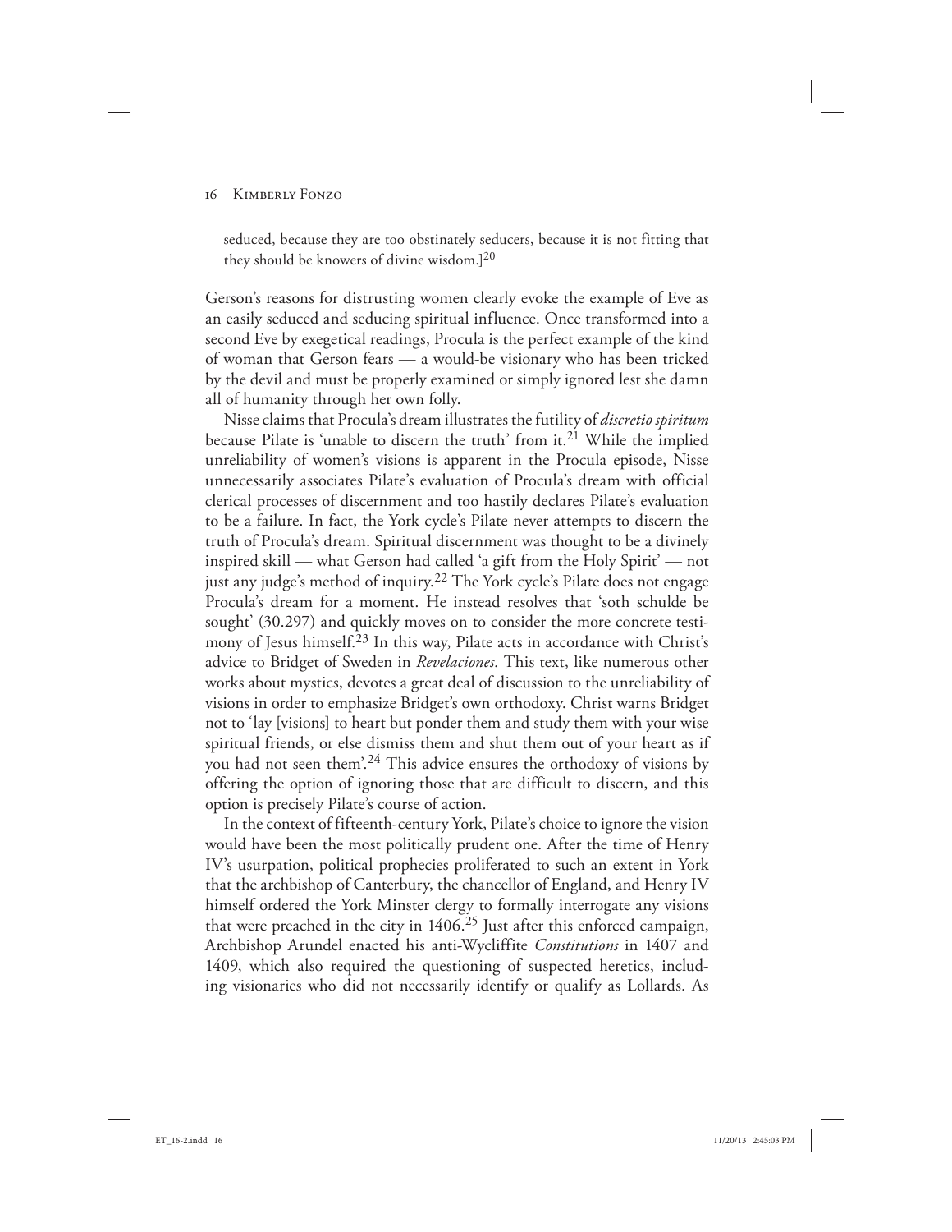> seduced, because they are too obstinately seducers, because it is not fitting that they should be knowers of divine wisdom.][20]

Gerson's reasons for distrusting women clearly evoke the example of Eve as an easily seduced and seducing spiritual influence. Once transformed into a second Eve by exegetical readings, Procula is the perfect example of the kind of woman that Gerson fears — a would-be visionary who has been tricked by the devil and must be properly examined or simply ignored lest she damn all of humanity through her own folly.

Nisse claims that Procula's dream illustrates the futility of *discretio spiritum* because Pilate is 'unable to discern the truth' from it.[21] While the implied unreliability of women's visions is apparent in the Procula episode, Nisse unnecessarily associates Pilate's evaluation of Procula's dream with official clerical processes of discernment and too hastily declares Pilate's evaluation to be a failure. In fact, the York cycle's Pilate never attempts to discern the truth of Procula's dream. Spiritual discernment was thought to be a divinely inspired skill — what Gerson had called 'a gift from the Holy Spirit' — not just any judge's method of inquiry.[22] The York cycle's Pilate does not engage Procula's dream for a moment. He instead resolves that 'soth schulde be sought' (30.297) and quickly moves on to consider the more concrete testimony of Jesus himself.[23] In this way, Pilate acts in accordance with Christ's advice to Bridget of Sweden in *Revelaciones.* This text, like numerous other works about mystics, devotes a great deal of discussion to the unreliability of visions in order to emphasize Bridget's own orthodoxy. Christ warns Bridget not to 'lay [visions] to heart but ponder them and study them with your wise spiritual friends, or else dismiss them and shut them out of your heart as if you had not seen them'.[24] This advice ensures the orthodoxy of visions by offering the option of ignoring those that are difficult to discern, and this option is precisely Pilate's course of action.

In the context of fifteenth-century York, Pilate's choice to ignore the vision would have been the most politically prudent one. After the time of Henry IV's usurpation, political prophecies proliferated to such an extent in York that the archbishop of Canterbury, the chancellor of England, and Henry IV himself ordered the York Minster clergy to formally interrogate any visions that were preached in the city in 1406.[25] Just after this enforced campaign, Archbishop Arundel enacted his anti-Wycliffite *Constitutions* in 1407 and 1409, which also required the questioning of suspected heretics, including visionaries who did not necessarily identify or qualify as Lollards. As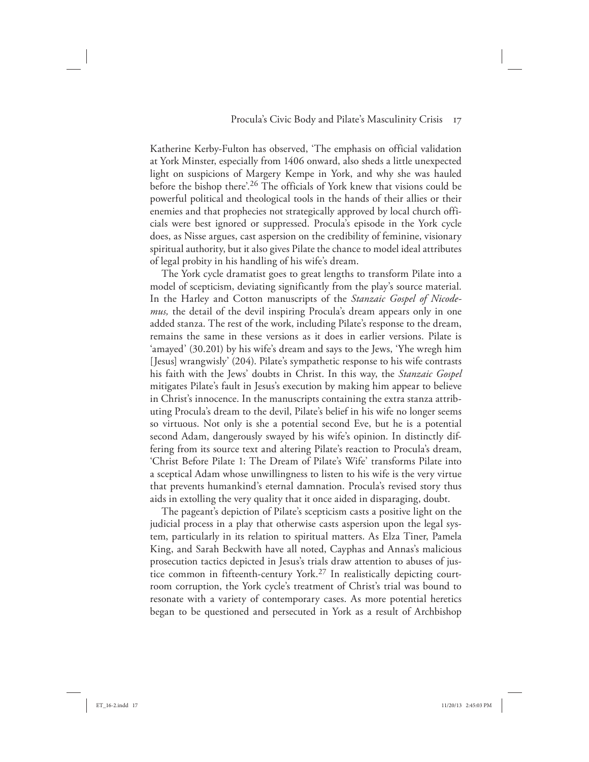Katherine Kerby-Fulton has observed, 'The emphasis on official validation at York Minster, especially from 1406 onward, also sheds a little unexpected light on suspicions of Margery Kempe in York, and why she was hauled before the bishop there'.[26] The officials of York knew that visions could be powerful political and theological tools in the hands of their allies or their enemies and that prophecies not strategically approved by local church officials were best ignored or suppressed. Procula's episode in the York cycle does, as Nisse argues, cast aspersion on the credibility of feminine, visionary spiritual authority, but it also gives Pilate the chance to model ideal attributes of legal probity in his handling of his wife's dream.

The York cycle dramatist goes to great lengths to transform Pilate into a model of scepticism, deviating significantly from the play's source material. In the Harley and Cotton manuscripts of the *Stanzaic Gospel of Nicodemus,* the detail of the devil inspiring Procula's dream appears only in one added stanza. The rest of the work, including Pilate's response to the dream, remains the same in these versions as it does in earlier versions. Pilate is 'amayed' (30.201) by his wife's dream and says to the Jews, 'Yhe wregh him [Jesus] wrangwisly' (204). Pilate's sympathetic response to his wife contrasts his faith with the Jews' doubts in Christ. In this way, the *Stanzaic Gospel* mitigates Pilate's fault in Jesus's execution by making him appear to believe in Christ's innocence. In the manuscripts containing the extra stanza attributing Procula's dream to the devil, Pilate's belief in his wife no longer seems so virtuous. Not only is she a potential second Eve, but he is a potential second Adam, dangerously swayed by his wife's opinion. In distinctly differing from its source text and altering Pilate's reaction to Procula's dream, 'Christ Before Pilate 1: The Dream of Pilate's Wife' transforms Pilate into a sceptical Adam whose unwillingness to listen to his wife is the very virtue that prevents humankind's eternal damnation. Procula's revised story thus aids in extolling the very quality that it once aided in disparaging, doubt.

The pageant's depiction of Pilate's scepticism casts a positive light on the judicial process in a play that otherwise casts aspersion upon the legal system, particularly in its relation to spiritual matters. As Elza Tiner, Pamela King, and Sarah Beckwith have all noted, Cayphas and Annas's malicious prosecution tactics depicted in Jesus's trials draw attention to abuses of justice common in fifteenth-century York.[27] In realistically depicting courtroom corruption, the York cycle's treatment of Christ's trial was bound to resonate with a variety of contemporary cases. As more potential heretics began to be questioned and persecuted in York as a result of Archbishop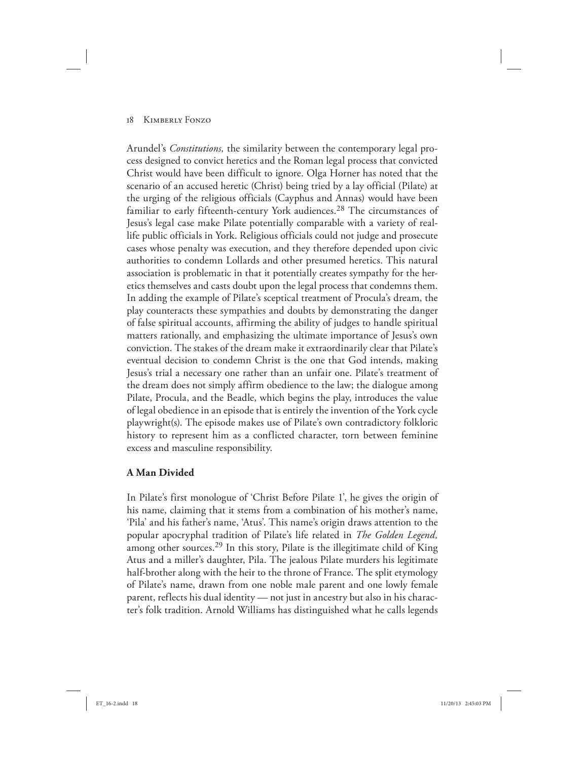Arundel's *Constitutions,* the similarity between the contemporary legal process designed to convict heretics and the Roman legal process that convicted Christ would have been difficult to ignore. Olga Horner has noted that the scenario of an accused heretic (Christ) being tried by a lay official (Pilate) at the urging of the religious officials (Cayphus and Annas) would have been familiar to early fifteenth-century York audiences.[28] The circumstances of Jesus's legal case make Pilate potentially comparable with a variety of real-life public officials in York. Religious officials could not judge and prosecute cases whose penalty was execution, and they therefore depended upon civic authorities to condemn Lollards and other presumed heretics. This natural association is problematic in that it potentially creates sympathy for the heretics themselves and casts doubt upon the legal process that condemns them. In adding the example of Pilate's sceptical treatment of Procula's dream, the play counteracts these sympathies and doubts by demonstrating the danger of false spiritual accounts, affirming the ability of judges to handle spiritual matters rationally, and emphasizing the ultimate importance of Jesus's own conviction. The stakes of the dream make it extraordinarily clear that Pilate's eventual decision to condemn Christ is the one that God intends, making Jesus's trial a necessary one rather than an unfair one. Pilate's treatment of the dream does not simply affirm obedience to the law; the dialogue among Pilate, Procula, and the Beadle, which begins the play, introduces the value of legal obedience in an episode that is entirely the invention of the York cycle playwright(s). The episode makes use of Pilate's own contradictory folkloric history to represent him as a conflicted character, torn between feminine excess and masculine responsibility.

## A Man Divided

In Pilate's first monologue of 'Christ Before Pilate 1', he gives the origin of his name, claiming that it stems from a combination of his mother's name, 'Pila' and his father's name, 'Atus'. This name's origin draws attention to the popular apocryphal tradition of Pilate's life related in *The Golden Legend,* among other sources.[29] In this story, Pilate is the illegitimate child of King Atus and a miller's daughter, Pila. The jealous Pilate murders his legitimate half-brother along with the heir to the throne of France. The split etymology of Pilate's name, drawn from one noble male parent and one lowly female parent, reflects his dual identity — not just in ancestry but also in his character's folk tradition. Arnold Williams has distinguished what he calls legends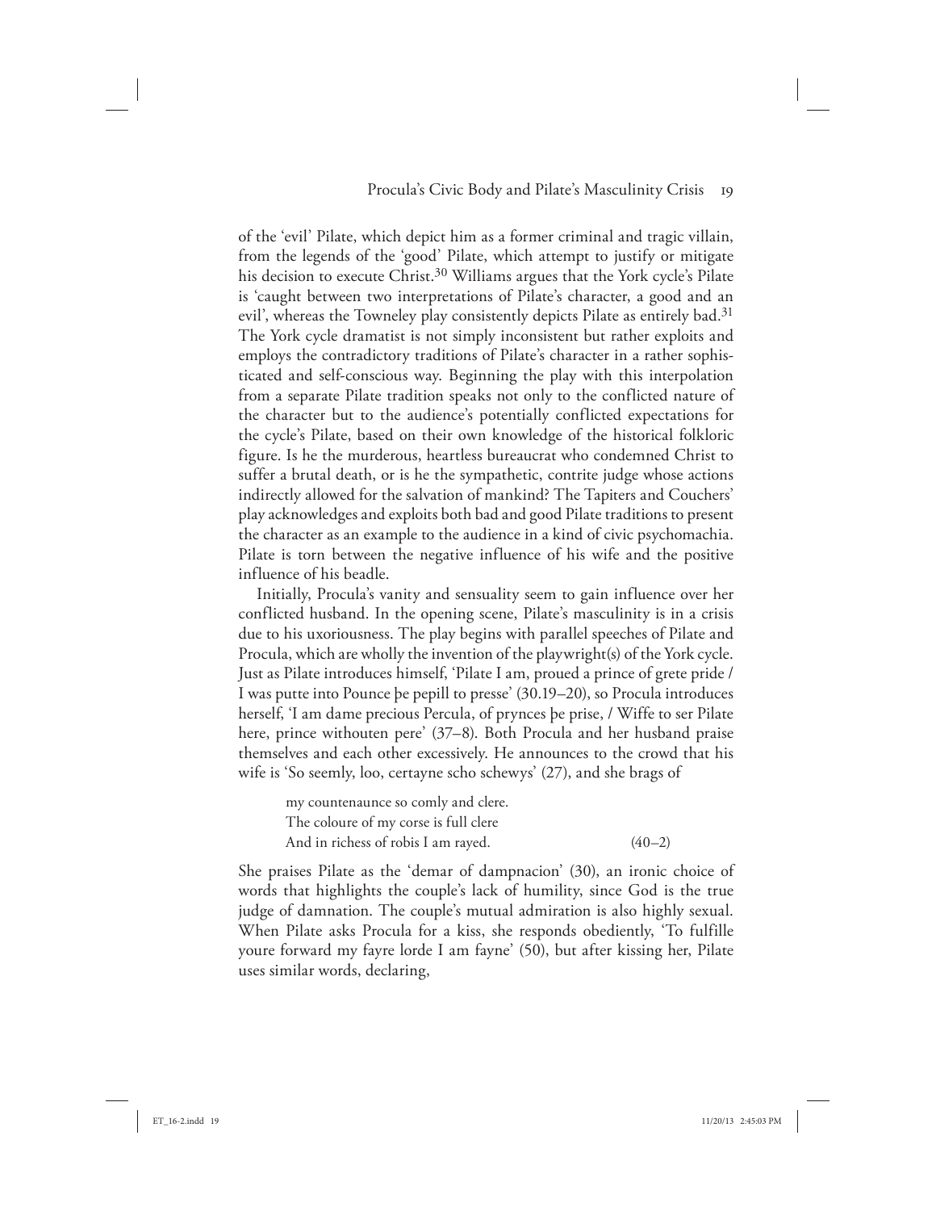of the 'evil' Pilate, which depict him as a former criminal and tragic villain, from the legends of the 'good' Pilate, which attempt to justify or mitigate his decision to execute Christ.[30] Williams argues that the York cycle's Pilate is 'caught between two interpretations of Pilate's character, a good and an evil', whereas the Towneley play consistently depicts Pilate as entirely bad.[31] The York cycle dramatist is not simply inconsistent but rather exploits and employs the contradictory traditions of Pilate's character in a rather sophisticated and self-conscious way. Beginning the play with this interpolation from a separate Pilate tradition speaks not only to the conflicted nature of the character but to the audience's potentially conflicted expectations for the cycle's Pilate, based on their own knowledge of the historical folkloric figure. Is he the murderous, heartless bureaucrat who condemned Christ to suffer a brutal death, or is he the sympathetic, contrite judge whose actions indirectly allowed for the salvation of mankind? The Tapiters and Couchers' play acknowledges and exploits both bad and good Pilate traditions to present the character as an example to the audience in a kind of civic psychomachia. Pilate is torn between the negative influence of his wife and the positive influence of his beadle.

Initially, Procula's vanity and sensuality seem to gain influence over her conflicted husband. In the opening scene, Pilate's masculinity is in a crisis due to his uxoriousness. The play begins with parallel speeches of Pilate and Procula, which are wholly the invention of the playwright(s) of the York cycle. Just as Pilate introduces himself, 'Pilate I am, proued a prince of grete pride / I was putte into Pounce þe pepill to presse' (30.19–20), so Procula introduces herself, 'I am dame precious Percula, of pryncés þe prise, / Wiffe to ser Pilate here, prince withouten pere' (37–8). Both Procula and her husband praise themselves and each other excessively. He announces to the crowd that his wife is 'So seemly, loo, certayne scho schewys' (27), and she brags of

> my countenaunce so comly and clere.
> The coloure of my corse is full clere
> And in richess of robis I am rayed. (40–2)

She praises Pilate as the 'demar of dampnacion' (30), an ironic choice of words that highlights the couple's lack of humility, since God is the true judge of damnation. The couple's mutual admiration is also highly sexual. When Pilate asks Procula for a kiss, she responds obediently, 'To fulfille youre forward my fayre lorde I am fayne' (50), but after kissing her, Pilate uses similar words, declaring,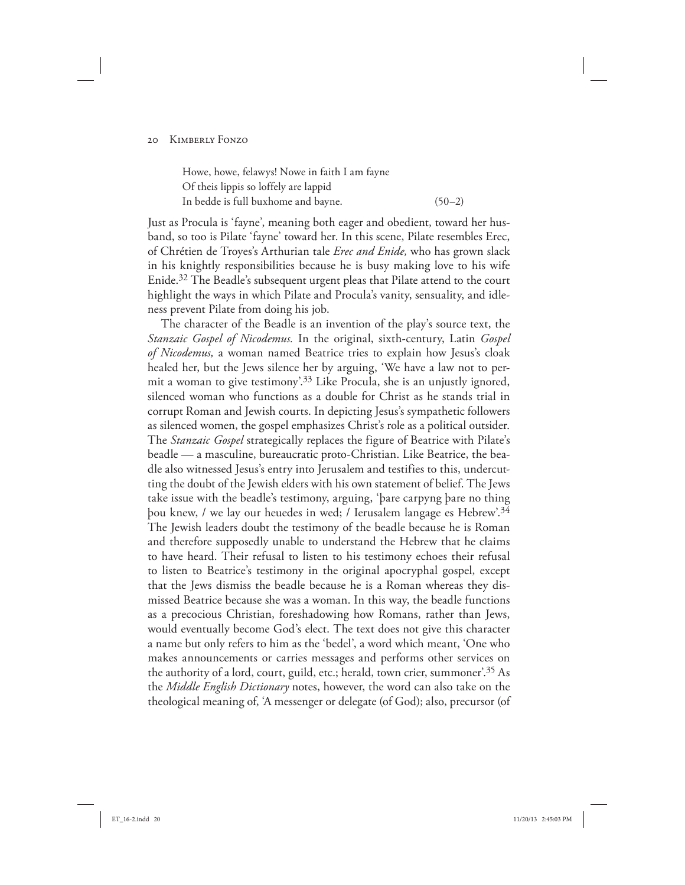> Howe, howe, felawys! Nowe in faith I am fayne  
> Of theis lippis so loffely are lappid  
> In bedde is full buxhome and bayne. (50–2)

Just as Procula is 'fayne', meaning both eager and obedient, toward her husband, so too is Pilate 'fayne' toward her. In this scene, Pilate resembles Erec, of Chrétien de Troyes's Arthurian tale *Erec and Enide,* who has grown slack in his knightly responsibilities because he is busy making love to his wife Enide.[32] The Beadle's subsequent urgent pleas that Pilate attend to the court highlight the ways in which Pilate and Procula's vanity, sensuality, and idleness prevent Pilate from doing his job.

The character of the Beadle is an invention of the play's source text, the *Stanzaic Gospel of Nicodemus.* In the original, sixth-century, Latin *Gospel of Nicodemus,* a woman named Beatrice tries to explain how Jesus's cloak healed her, but the Jews silence her by arguing, 'We have a law not to permit a woman to give testimony'.[33] Like Procula, she is an unjustly ignored, silenced woman who functions as a double for Christ as he stands trial in corrupt Roman and Jewish courts. In depicting Jesus's sympathetic followers as silenced women, the gospel emphasizes Christ's role as a political outsider. The *Stanzaic Gospel* strategically replaces the figure of Beatrice with Pilate's beadle — a masculine, bureaucratic proto-Christian. Like Beatrice, the beadle also witnessed Jesus's entry into Jerusalem and testifies to this, undercutting the doubt of the Jewish elders with his own statement of belief. The Jews take issue with the beadle's testimony, arguing, 'þare carpyng þare no thing þou knew, / we lay our heuedes in wed; / Ierusalem langage es Hebrew'.[34] The Jewish leaders doubt the testimony of the beadle because he is Roman and therefore supposedly unable to understand the Hebrew that he claims to have heard. Their refusal to listen to his testimony echoes their refusal to listen to Beatrice's testimony in the original apocryphal gospel, except that the Jews dismiss the beadle because he is a Roman whereas they dismissed Beatrice because she was a woman. In this way, the beadle functions as a precocious Christian, foreshadowing how Romans, rather than Jews, would eventually become God's elect. The text does not give this character a name but only refers to him as the 'bedel', a word which meant, 'One who makes announcements or carries messages and performs other services on the authority of a lord, court, guild, etc.; herald, town crier, summoner'.[35] As the *Middle English Dictionary* notes, however, the word can also take on the theological meaning of, 'A messenger or delegate (of God); also, precursor (of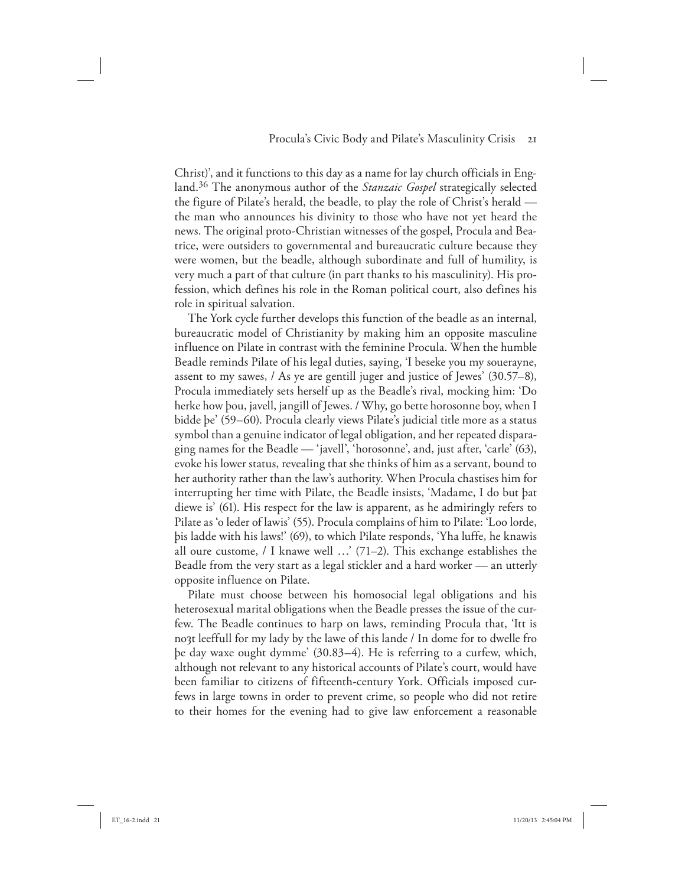Christ)', and it functions to this day as a name for lay church officials in England.[36] The anonymous author of the *Stanzaic Gospel* strategically selected the figure of Pilate's herald, the beadle, to play the role of Christ's herald — the man who announces his divinity to those who have not yet heard the news. The original proto-Christian witnesses of the gospel, Procula and Beatrice, were outsiders to governmental and bureaucratic culture because they were women, but the beadle, although subordinate and full of humility, is very much a part of that culture (in part thanks to his masculinity). His profession, which defines his role in the Roman political court, also defines his role in spiritual salvation.

The York cycle further develops this function of the beadle as an internal, bureaucratic model of Christianity by making him an opposite masculine influence on Pilate in contrast with the feminine Procula. When the humble Beadle reminds Pilate of his legal duties, saying, 'I beseke you my souerayne, assent to my sawes, / As ye are gentill juger and justice of Jewes' (30.57–8), Procula immediately sets herself up as the Beadle's rival, mocking him: 'Do herke how þou, javell, jangill of Jewes. / Why, go bette horosonne boy, when I bidde þe' (59–60). Procula clearly views Pilate's judicial title more as a status symbol than a genuine indicator of legal obligation, and her repeated disparaging names for the Beadle — 'javell', 'horosonne', and, just after, 'carle' (63), evoke his lower status, revealing that she thinks of him as a servant, bound to her authority rather than the law's authority. When Procula chastises him for interrupting her time with Pilate, the Beadle insists, 'Madame, I do but þat diewe is' (61). His respect for the law is apparent, as he admiringly refers to Pilate as 'o leder of lawis' (55). Procula complains of him to Pilate: 'Loo lorde, þis ladde with his laws!' (69), to which Pilate responds, 'Yha luffe, he knawis all oure custome, / I knawe well …' (71–2). This exchange establishes the Beadle from the very start as a legal stickler and a hard worker — an utterly opposite influence on Pilate.

Pilate must choose between his homosocial legal obligations and his heterosexual marital obligations when the Beadle presses the issue of the curfew. The Beadle continues to harp on laws, reminding Procula that, 'Itt is noȝt leeffull for my lady by the lawe of this lande / In dome for to dwelle fro þe day waxe ought dymme' (30.83–4). He is referring to a curfew, which, although not relevant to any historical accounts of Pilate's court, would have been familiar to citizens of fifteenth-century York. Officials imposed curfews in large towns in order to prevent crime, so people who did not retire to their homes for the evening had to give law enforcement a reasonable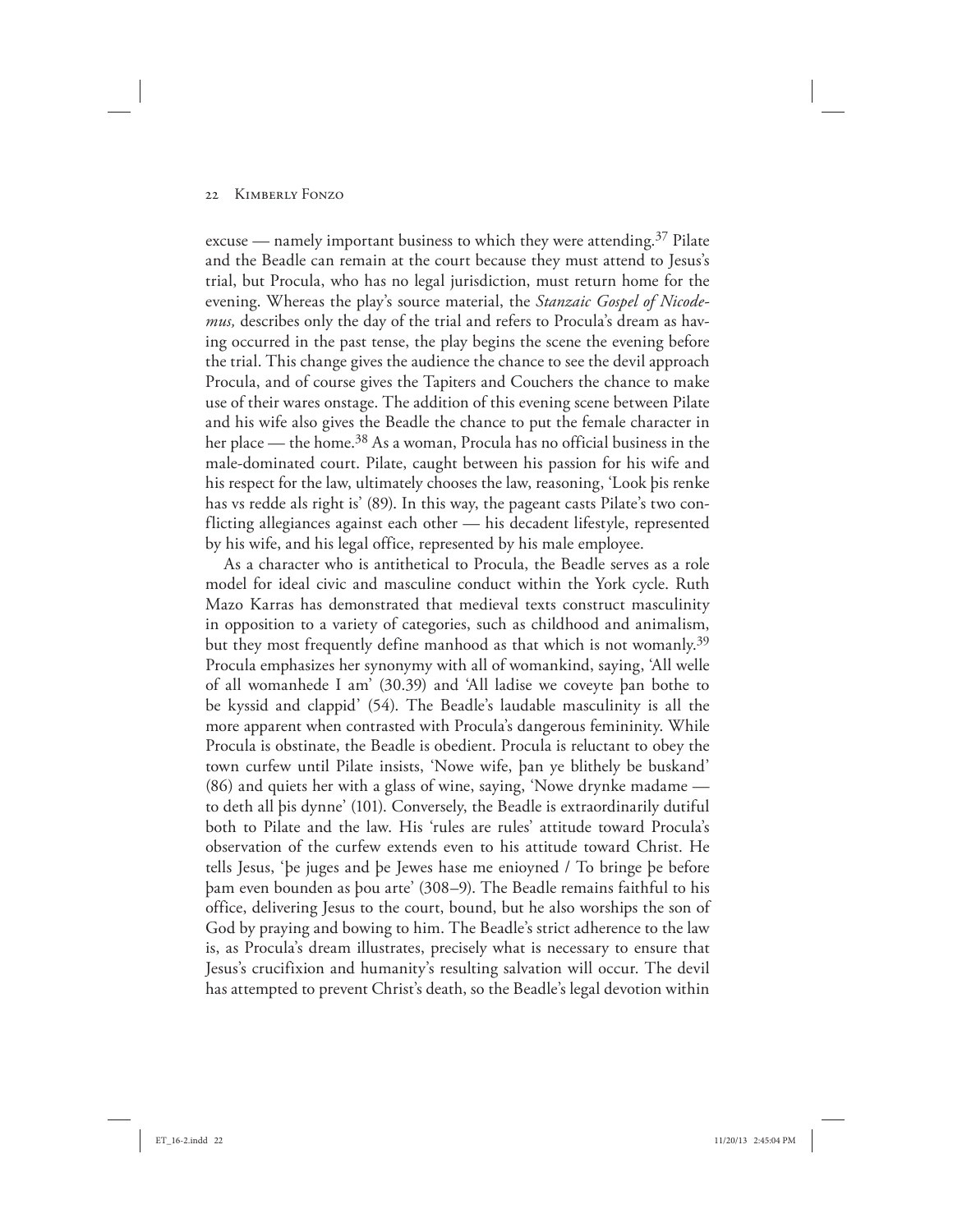excuse — namely important business to which they were attending.[37] Pilate and the Beadle can remain at the court because they must attend to Jesus's trial, but Procula, who has no legal jurisdiction, must return home for the evening. Whereas the play's source material, the *Stanzaic Gospel of Nicodemus,* describes only the day of the trial and refers to Procula's dream as having occurred in the past tense, the play begins the scene the evening before the trial. This change gives the audience the chance to see the devil approach Procula, and of course gives the Tapiters and Couchers the chance to make use of their wares onstage. The addition of this evening scene between Pilate and his wife also gives the Beadle the chance to put the female character in her place — the home.[38] As a woman, Procula has no official business in the male-dominated court. Pilate, caught between his passion for his wife and his respect for the law, ultimately chooses the law, reasoning, 'Look þis renke has vs redde als right is' (89). In this way, the pageant casts Pilate's two conflicting allegiances against each other — his decadent lifestyle, represented by his wife, and his legal office, represented by his male employee.

As a character who is antithetical to Procula, the Beadle serves as a role model for ideal civic and masculine conduct within the York cycle. Ruth Mazo Karras has demonstrated that medieval texts construct masculinity in opposition to a variety of categories, such as childhood and animalism, but they most frequently define manhood as that which is not womanly.[39] Procula emphasizes her synonymy with all of womankind, saying, 'All welle of all womanhede I am' (30.39) and 'All ladise we coveyte þan bothe to be kyssid and clappid' (54). The Beadle's laudable masculinity is all the more apparent when contrasted with Procula's dangerous femininity. While Procula is obstinate, the Beadle is obedient. Procula is reluctant to obey the town curfew until Pilate insists, 'Nowe wife, þan ye blithely be buskand' (86) and quiets her with a glass of wine, saying, 'Nowe drynke madame — to deth all þis dynne' (101). Conversely, the Beadle is extraordinarily dutiful both to Pilate and the law. His 'rules are rules' attitude toward Procula's observation of the curfew extends even to his attitude toward Christ. He tells Jesus, 'þe juges and þe Jewes hase me enioyned / To bringe þe before þam even bounden as þou arte' (308–9). The Beadle remains faithful to his office, delivering Jesus to the court, bound, but he also worships the son of God by praying and bowing to him. The Beadle's strict adherence to the law is, as Procula's dream illustrates, precisely what is necessary to ensure that Jesus's crucifixion and humanity's resulting salvation will occur. The devil has attempted to prevent Christ's death, so the Beadle's legal devotion within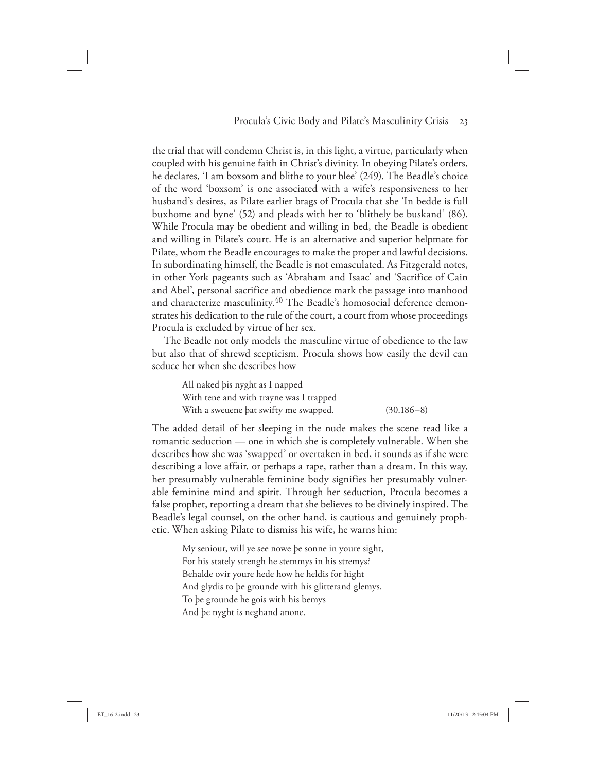the trial that will condemn Christ is, in this light, a virtue, particularly when coupled with his genuine faith in Christ's divinity. In obeying Pilate's orders, he declares, 'I am boxsom and blithe to your blee' (249). The Beadle's choice of the word 'boxsom' is one associated with a wife's responsiveness to her husband's desires, as Pilate earlier brags of Procula that she 'In bedde is full buxhome and byne' (52) and pleads with her to 'blithely be buskand' (86). While Procula may be obedient and willing in bed, the Beadle is obedient and willing in Pilate's court. He is an alternative and superior helpmate for Pilate, whom the Beadle encourages to make the proper and lawful decisions. In subordinating himself, the Beadle is not emasculated. As Fitzgerald notes, in other York pageants such as 'Abraham and Isaac' and 'Sacrifice of Cain and Abel', personal sacrifice and obedience mark the passage into manhood and characterize masculinity.[40] The Beadle's homosocial deference demonstrates his dedication to the rule of the court, a court from whose proceedings Procula is excluded by virtue of her sex.

The Beadle not only models the masculine virtue of obedience to the law but also that of shrewd scepticism. Procula shows how easily the devil can seduce her when she describes how

> All naked þis nyght as I napped
> With tene and with trayne was I trapped
> With a sweuene þat swifty me swapped. (30.186–8)

The added detail of her sleeping in the nude makes the scene read like a romantic seduction — one in which she is completely vulnerable. When she describes how she was 'swapped' or overtaken in bed, it sounds as if she were describing a love affair, or perhaps a rape, rather than a dream. In this way, her presumably vulnerable feminine body signifies her presumably vulnerable feminine mind and spirit. Through her seduction, Procula becomes a false prophet, reporting a dream that she believes to be divinely inspired. The Beadle's legal counsel, on the other hand, is cautious and genuinely prophetic. When asking Pilate to dismiss his wife, he warns him:

> My seniour, will ye see nowe þe sonne in youre sight,
> For his stately strengh he stemmys in his stremys?
> Behalde ovir youre hede how he heldis for hight
> And glydis to þe grounde with his glitterand glemys.
> To þe grounde he gois with his bemys
> And þe nyght is neghand anone.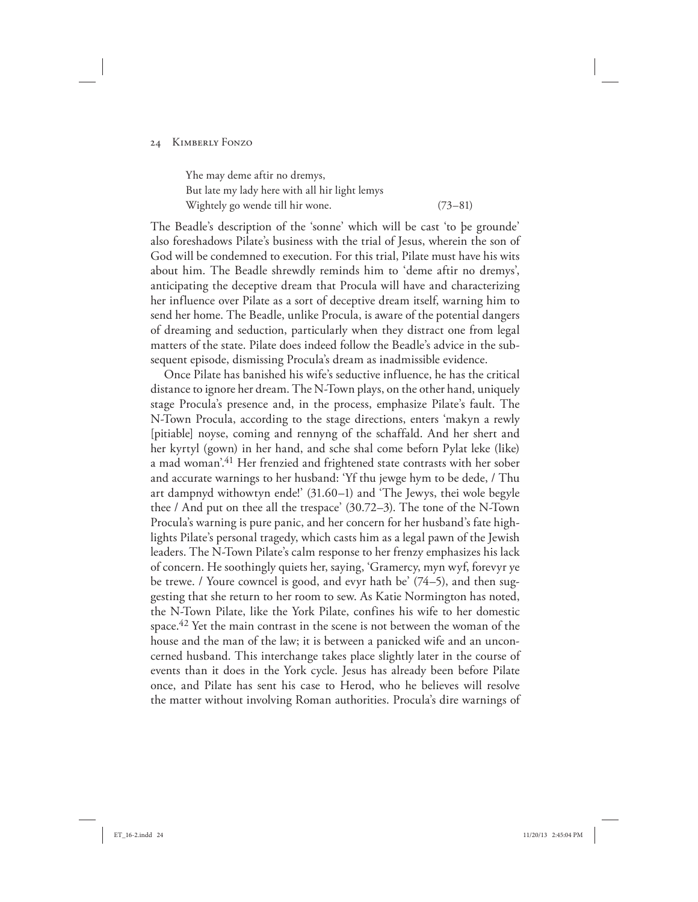> Yhe may deme aftir no dremys,
> But late my lady here with all hir light lemys
> Wightely go wende till hir wone. (73–81)

The Beadle's description of the 'sonne' which will be cast 'to þe grounde' also foreshadows Pilate's business with the trial of Jesus, wherein the son of God will be condemned to execution. For this trial, Pilate must have his wits about him. The Beadle shrewdly reminds him to 'deme aftir no dremys', anticipating the deceptive dream that Procula will have and characterizing her influence over Pilate as a sort of deceptive dream itself, warning him to send her home. The Beadle, unlike Procula, is aware of the potential dangers of dreaming and seduction, particularly when they distract one from legal matters of the state. Pilate does indeed follow the Beadle's advice in the subsequent episode, dismissing Procula's dream as inadmissible evidence.

Once Pilate has banished his wife's seductive influence, he has the critical distance to ignore her dream. The N-Town plays, on the other hand, uniquely stage Procula's presence and, in the process, emphasize Pilate's fault. The N-Town Procula, according to the stage directions, enters 'makyn a rewly [pitiable] noyse, coming and rennyng of the schaffald. And her shert and her kyrtyl (gown) in her hand, and sche shal come beforn Pylat leke (like) a mad woman'.[41] Her frenzied and frightened state contrasts with her sober and accurate warnings to her husband: 'Yf thu jewge hym to be dede, / Thu art dampnyd withowtyn ende!' (31.60–1) and 'The Jewys, thei wole begyle thee / And put on thee all the trespace' (30.72–3). The tone of the N-Town Procula's warning is pure panic, and her concern for her husband's fate highlights Pilate's personal tragedy, which casts him as a legal pawn of the Jewish leaders. The N-Town Pilate's calm response to her frenzy emphasizes his lack of concern. He soothingly quiets her, saying, 'Gramercy, myn wyf, forevyr ye be trewe. / Youre cowncel is good, and evyr hath be' (74–5), and then suggesting that she return to her room to sew. As Katie Normington has noted, the N-Town Pilate, like the York Pilate, confines his wife to her domestic space.[42] Yet the main contrast in the scene is not between the woman of the house and the man of the law; it is between a panicked wife and an unconcerned husband. This interchange takes place slightly later in the course of events than it does in the York cycle. Jesus has already been before Pilate once, and Pilate has sent his case to Herod, who he believes will resolve the matter without involving Roman authorities. Procula's dire warnings of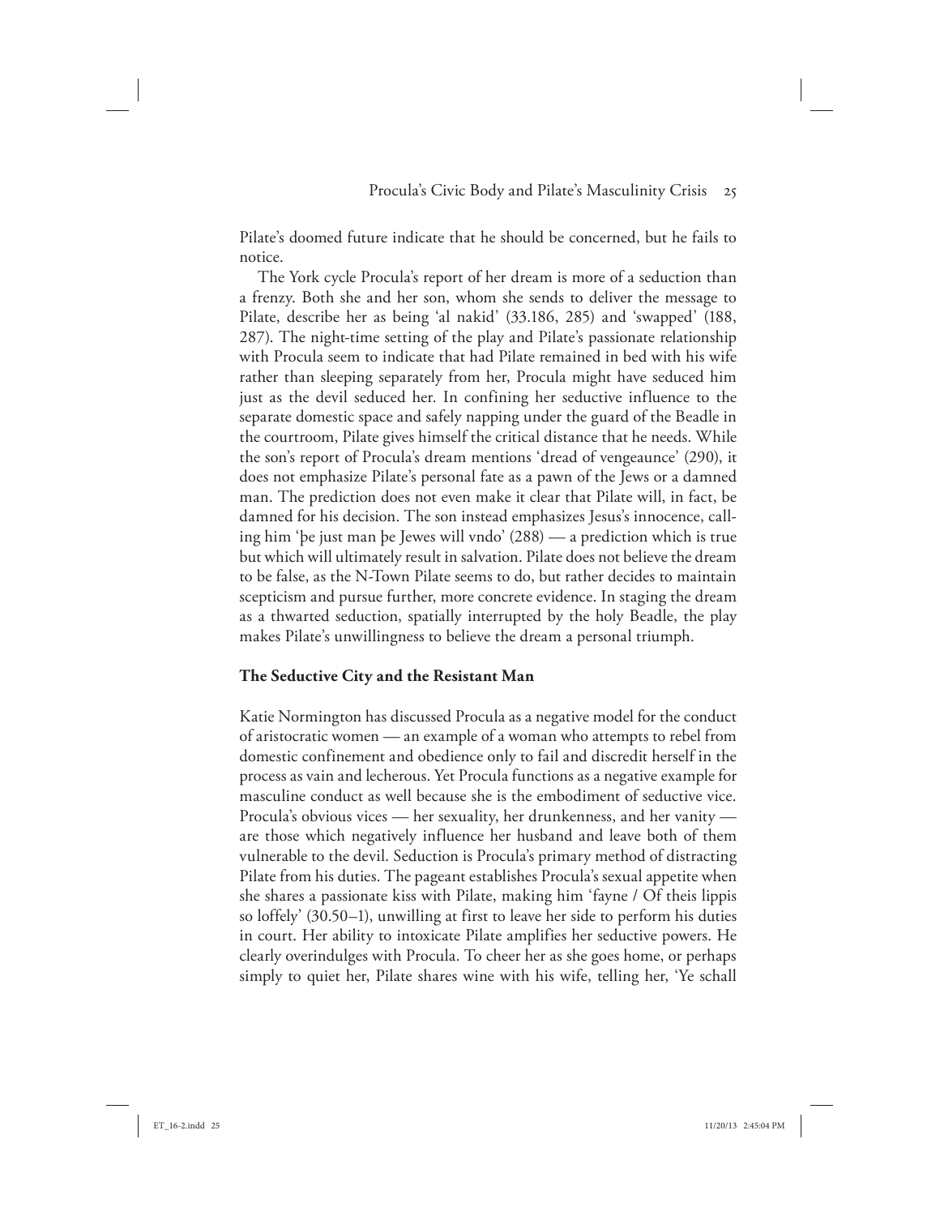Pilate's doomed future indicate that he should be concerned, but he fails to notice.

The York cycle Procula's report of her dream is more of a seduction than a frenzy. Both she and her son, whom she sends to deliver the message to Pilate, describe her as being 'al nakid' (33.186, 285) and 'swapped' (188, 287). The night-time setting of the play and Pilate's passionate relationship with Procula seem to indicate that had Pilate remained in bed with his wife rather than sleeping separately from her, Procula might have seduced him just as the devil seduced her. In confining her seductive influence to the separate domestic space and safely napping under the guard of the Beadle in the courtroom, Pilate gives himself the critical distance that he needs. While the son's report of Procula's dream mentions 'dread of vengeaunce' (290), it does not emphasize Pilate's personal fate as a pawn of the Jews or a damned man. The prediction does not even make it clear that Pilate will, in fact, be damned for his decision. The son instead emphasizes Jesus's innocence, calling him 'þe just man þe Jewes will vndo' (288) — a prediction which is true but which will ultimately result in salvation. Pilate does not believe the dream to be false, as the N-Town Pilate seems to do, but rather decides to maintain scepticism and pursue further, more concrete evidence. In staging the dream as a thwarted seduction, spatially interrupted by the holy Beadle, the play makes Pilate's unwillingness to believe the dream a personal triumph.

## The Seductive City and the Resistant Man

Katie Normington has discussed Procula as a negative model for the conduct of aristocratic women — an example of a woman who attempts to rebel from domestic confinement and obedience only to fail and discredit herself in the process as vain and lecherous. Yet Procula functions as a negative example for masculine conduct as well because she is the embodiment of seductive vice. Procula's obvious vices — her sexuality, her drunkenness, and her vanity — are those which negatively influence her husband and leave both of them vulnerable to the devil. Seduction is Procula's primary method of distracting Pilate from his duties. The pageant establishes Procula's sexual appetite when she shares a passionate kiss with Pilate, making him 'fayne / Of theis lippis so loffely' (30.50–1), unwilling at first to leave her side to perform his duties in court. Her ability to intoxicate Pilate amplifies her seductive powers. He clearly overindulges with Procula. To cheer her as she goes home, or perhaps simply to quiet her, Pilate shares wine with his wife, telling her, 'Ye schall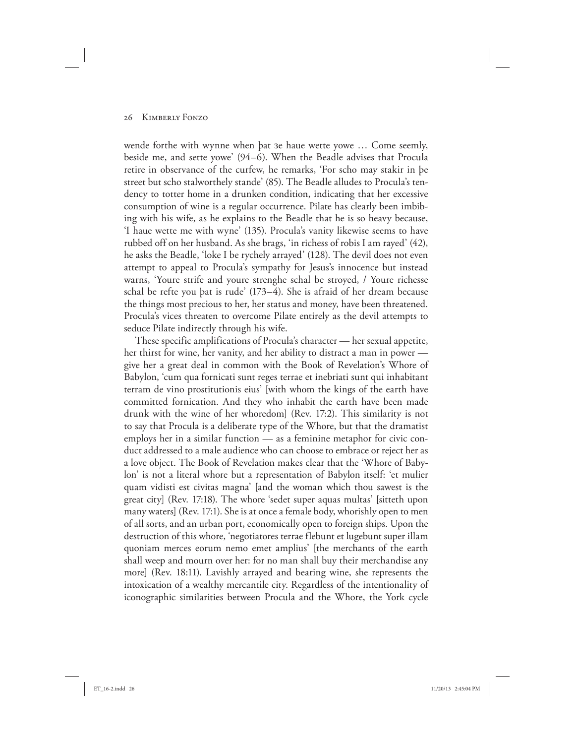wende forthe with wynne when þat ȝe haue wette yowe … Come seemly, beside me, and sette yowe' (94–6). When the Beadle advises that Procula retire in observance of the curfew, he remarks, 'For scho may stakir in þe street but scho stalworthely stande' (85). The Beadle alludes to Procula's tendency to totter home in a drunken condition, indicating that her excessive consumption of wine is a regular occurrence. Pilate has clearly been imbibing with his wife, as he explains to the Beadle that he is so heavy because, 'I haue wette me with wyne' (135). Procula's vanity likewise seems to have rubbed off on her husband. As she brags, 'in richess of robis I am rayed' (42), he asks the Beadle, 'loke I be rychely arrayed' (128). The devil does not even attempt to appeal to Procula's sympathy for Jesus's innocence but instead warns, 'Youre strife and youre strenghe schal be stroyed, / Youre richesse schal be refte you þat is rude' (173–4). She is afraid of her dream because the things most precious to her, her status and money, have been threatened. Procula's vices threaten to overcome Pilate entirely as the devil attempts to seduce Pilate indirectly through his wife.

These specific amplifications of Procula's character — her sexual appetite, her thirst for wine, her vanity, and her ability to distract a man in power — give her a great deal in common with the Book of Revelation's Whore of Babylon, 'cum qua fornicati sunt reges terrae et inebriati sunt qui inhabitant terram de vino prostitutionis eius' [with whom the kings of the earth have committed fornication. And they who inhabit the earth have been made drunk with the wine of her whoredom] (Rev. 17:2). This similarity is not to say that Procula is a deliberate type of the Whore, but that the dramatist employs her in a similar function — as a feminine metaphor for civic conduct addressed to a male audience who can choose to embrace or reject her as a love object. The Book of Revelation makes clear that the 'Whore of Babylon' is not a literal whore but a representation of Babylon itself: 'et mulier quam vidisti est civitas magna' [and the woman which thou sawest is the great city] (Rev. 17:18). The whore 'sedet super aquas multas' [sitteth upon many waters] (Rev. 17:1). She is at once a female body, whorishly open to men of all sorts, and an urban port, economically open to foreign ships. Upon the destruction of this whore, 'negotiatores terrae flebunt et lugebunt super illam quoniam merces eorum nemo emet amplius' [the merchants of the earth shall weep and mourn over her: for no man shall buy their merchandise any more] (Rev. 18:11). Lavishly arrayed and bearing wine, she represents the intoxication of a wealthy mercantile city. Regardless of the intentionality of iconographic similarities between Procula and the Whore, the York cycle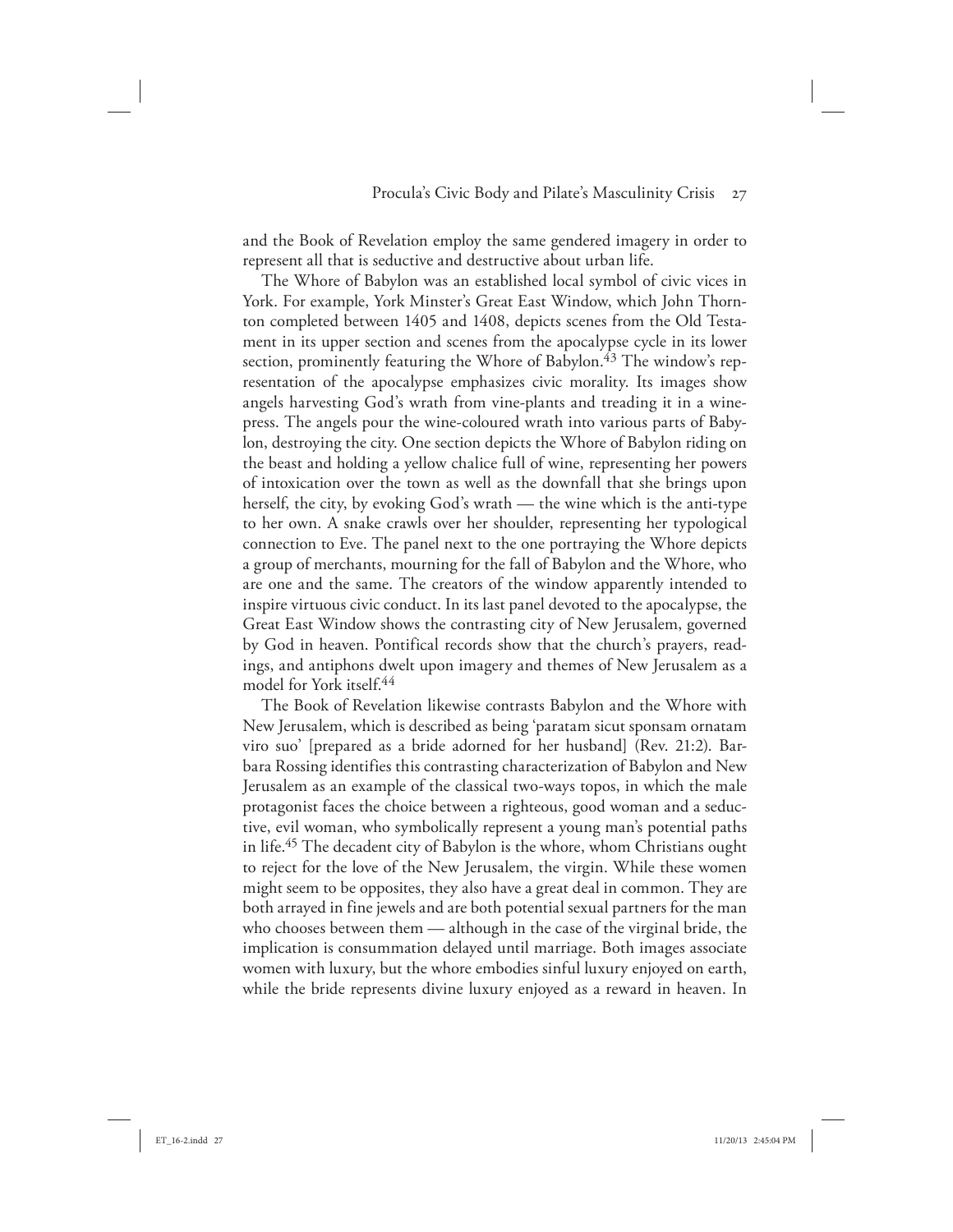and the Book of Revelation employ the same gendered imagery in order to represent all that is seductive and destructive about urban life.

The Whore of Babylon was an established local symbol of civic vices in York. For example, York Minster's Great East Window, which John Thornton completed between 1405 and 1408, depicts scenes from the Old Testament in its upper section and scenes from the apocalypse cycle in its lower section, prominently featuring the Whore of Babylon.[43] The window's representation of the apocalypse emphasizes civic morality. Its images show angels harvesting God's wrath from vine-plants and treading it in a winepress. The angels pour the wine-coloured wrath into various parts of Babylon, destroying the city. One section depicts the Whore of Babylon riding on the beast and holding a yellow chalice full of wine, representing her powers of intoxication over the town as well as the downfall that she brings upon herself, the city, by evoking God's wrath — the wine which is the anti-type to her own. A snake crawls over her shoulder, representing her typological connection to Eve. The panel next to the one portraying the Whore depicts a group of merchants, mourning for the fall of Babylon and the Whore, who are one and the same. The creators of the window apparently intended to inspire virtuous civic conduct. In its last panel devoted to the apocalypse, the Great East Window shows the contrasting city of New Jerusalem, governed by God in heaven. Pontifical records show that the church's prayers, readings, and antiphons dwelt upon imagery and themes of New Jerusalem as a model for York itself.[44]

The Book of Revelation likewise contrasts Babylon and the Whore with New Jerusalem, which is described as being 'paratam sicut sponsam ornatam viro suo' [prepared as a bride adorned for her husband] (Rev. 21:2). Barbara Rossing identifies this contrasting characterization of Babylon and New Jerusalem as an example of the classical two-ways topos, in which the male protagonist faces the choice between a righteous, good woman and a seductive, evil woman, who symbolically represent a young man's potential paths in life.[45] The decadent city of Babylon is the whore, whom Christians ought to reject for the love of the New Jerusalem, the virgin. While these women might seem to be opposites, they also have a great deal in common. They are both arrayed in fine jewels and are both potential sexual partners for the man who chooses between them — although in the case of the virginal bride, the implication is consummation delayed until marriage. Both images associate women with luxury, but the whore embodies sinful luxury enjoyed on earth, while the bride represents divine luxury enjoyed as a reward in heaven. In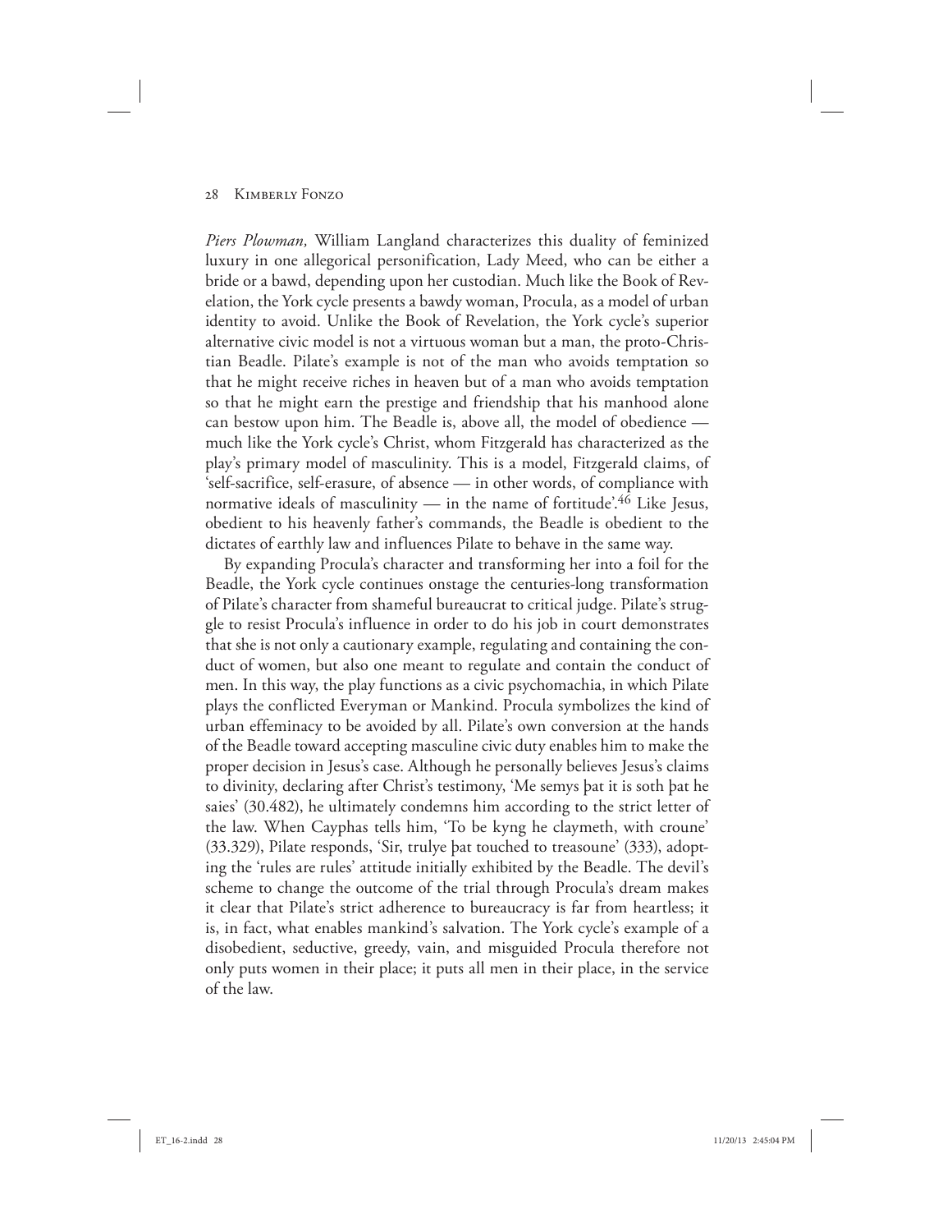*Piers Plowman,* William Langland characterizes this duality of feminized luxury in one allegorical personification, Lady Meed, who can be either a bride or a bawd, depending upon her custodian. Much like the Book of Revelation, the York cycle presents a bawdy woman, Procula, as a model of urban identity to avoid. Unlike the Book of Revelation, the York cycle's superior alternative civic model is not a virtuous woman but a man, the proto-Christian Beadle. Pilate's example is not of the man who avoids temptation so that he might receive riches in heaven but of a man who avoids temptation so that he might earn the prestige and friendship that his manhood alone can bestow upon him. The Beadle is, above all, the model of obedience — much like the York cycle's Christ, whom Fitzgerald has characterized as the play's primary model of masculinity. This is a model, Fitzgerald claims, of 'self-sacrifice, self-erasure, of absence — in other words, of compliance with normative ideals of masculinity — in the name of fortitude'.[46] Like Jesus, obedient to his heavenly father's commands, the Beadle is obedient to the dictates of earthly law and influences Pilate to behave in the same way.

By expanding Procula's character and transforming her into a foil for the Beadle, the York cycle continues onstage the centuries-long transformation of Pilate's character from shameful bureaucrat to critical judge. Pilate's struggle to resist Procula's influence in order to do his job in court demonstrates that she is not only a cautionary example, regulating and containing the conduct of women, but also one meant to regulate and contain the conduct of men. In this way, the play functions as a civic psychomachia, in which Pilate plays the conflicted Everyman or Mankind. Procula symbolizes the kind of urban effeminacy to be avoided by all. Pilate's own conversion at the hands of the Beadle toward accepting masculine civic duty enables him to make the proper decision in Jesus's case. Although he personally believes Jesus's claims to divinity, declaring after Christ's testimony, 'Me semys þat it is soth þat he saies' (30.482), he ultimately condemns him according to the strict letter of the law. When Cayphas tells him, 'To be kyng he claymeth, with croune' (33.329), Pilate responds, 'Sir, trulye þat touched to treasoune' (333), adopting the 'rules are rules' attitude initially exhibited by the Beadle. The devil's scheme to change the outcome of the trial through Procula's dream makes it clear that Pilate's strict adherence to bureaucracy is far from heartless; it is, in fact, what enables mankind's salvation. The York cycle's example of a disobedient, seductive, greedy, vain, and misguided Procula therefore not only puts women in their place; it puts all men in their place, in the service of the law.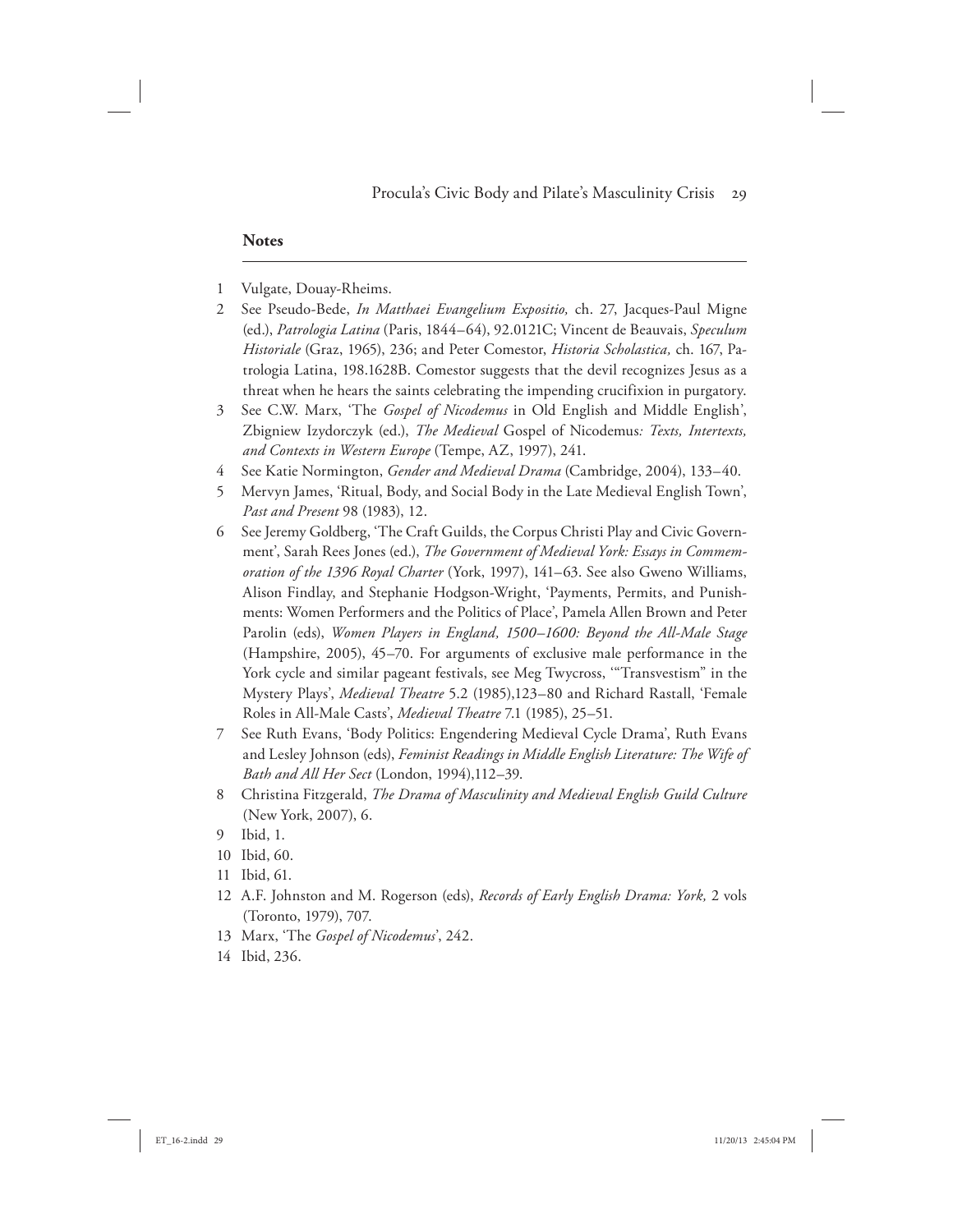## Notes

1 Vulgate, Douay-Rheims.

2 See Pseudo-Bede, *In Matthaei Evangelium Expositio,* ch. 27, Jacques-Paul Migne (ed.), *Patrologia Latina* (Paris, 1844–64), 92.0121C; Vincent de Beauvais, *Speculum Historiale* (Graz, 1965), 236; and Peter Comestor, *Historia Scholastica,* ch. 167, Patrologia Latina, 198.1628B. Comestor suggests that the devil recognizes Jesus as a threat when he hears the saints celebrating the impending crucifixion in purgatory.

3 See C.W. Marx, 'The *Gospel of Nicodemus* in Old English and Middle English', Zbigniew Izydorczyk (ed.), *The Medieval* Gospel of Nicodemus*: Texts, Intertexts, and Contexts in Western Europe* (Tempe, AZ, 1997), 241.

4 See Katie Normington, *Gender and Medieval Drama* (Cambridge, 2004), 133–40.

5 Mervyn James, 'Ritual, Body, and Social Body in the Late Medieval English Town', *Past and Present* 98 (1983), 12.

6 See Jeremy Goldberg, 'The Craft Guilds, the Corpus Christi Play and Civic Government', Sarah Rees Jones (ed.), *The Government of Medieval York: Essays in Commemoration of the 1396 Royal Charter* (York, 1997), 141–63. See also Gweno Williams, Alison Findlay, and Stephanie Hodgson-Wright, 'Payments, Permits, and Punishments: Women Performers and the Politics of Place', Pamela Allen Brown and Peter Parolin (eds), *Women Players in England, 1500–1600: Beyond the All-Male Stage* (Hampshire, 2005), 45–70. For arguments of exclusive male performance in the York cycle and similar pageant festivals, see Meg Twycross, '"Transvestism" in the Mystery Plays', *Medieval Theatre* 5.2 (1985),123–80 and Richard Rastall, 'Female Roles in All-Male Casts', *Medieval Theatre* 7.1 (1985), 25–51.

7 See Ruth Evans, 'Body Politics: Engendering Medieval Cycle Drama', Ruth Evans and Lesley Johnson (eds), *Feminist Readings in Middle English Literature: The Wife of Bath and All Her Sect* (London, 1994),112–39.

8 Christina Fitzgerald, *The Drama of Masculinity and Medieval English Guild Culture* (New York, 2007), 6.

9 Ibid, 1.

10 Ibid, 60.

11 Ibid, 61.

12 A.F. Johnston and M. Rogerson (eds), *Records of Early English Drama: York,* 2 vols (Toronto, 1979), 707.

13 Marx, 'The *Gospel of Nicodemus*', 242.

14 Ibid, 236.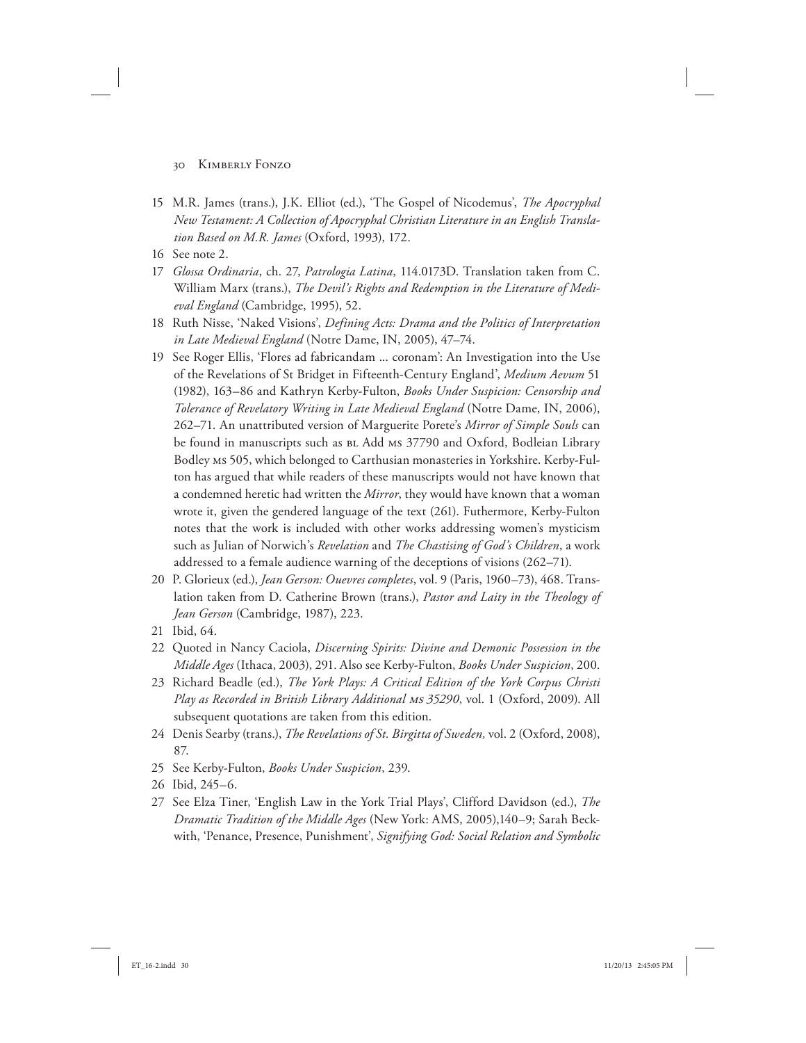15 M.R. James (trans.), J.K. Elliot (ed.), 'The Gospel of Nicodemus', *The Apocryphal New Testament: A Collection of Apocryphal Christian Literature in an English Translation Based on M.R. James* (Oxford, 1993), 172.

16 See note 2.

17 *Glossa Ordinaria*, ch. 27, *Patrologia Latina*, 114.0173D. Translation taken from C. William Marx (trans.), *The Devil's Rights and Redemption in the Literature of Medieval England* (Cambridge, 1995), 52.

18 Ruth Nisse, 'Naked Visions', *Defining Acts: Drama and the Politics of Interpretation in Late Medieval England* (Notre Dame, IN, 2005), 47–74.

19 See Roger Ellis, 'Flores ad fabricandam ... coronam': An Investigation into the Use of the Revelations of St Bridget in Fifteenth-Century England', *Medium Aevum* 51 (1982), 163–86 and Kathryn Kerby-Fulton, *Books Under Suspicion: Censorship and Tolerance of Revelatory Writing in Late Medieval England* (Notre Dame, IN, 2006), 262–71. An unattributed version of Marguerite Porete's *Mirror of Simple Souls* can be found in manuscripts such as BL Add MS 37790 and Oxford, Bodleian Library Bodley MS 505, which belonged to Carthusian monasteries in Yorkshire. Kerby-Fulton has argued that while readers of these manuscripts would not have known that a condemned heretic had written the *Mirror*, they would have known that a woman wrote it, given the gendered language of the text (261). Futhermore, Kerby-Fulton notes that the work is included with other works addressing women's mysticism such as Julian of Norwich's *Revelation* and *The Chastising of God's Children*, a work addressed to a female audience warning of the deceptions of visions (262–71).

20 P. Glorieux (ed.), *Jean Gerson: Ouevres completes*, vol. 9 (Paris, 1960–73), 468. Translation taken from D. Catherine Brown (trans.), *Pastor and Laity in the Theology of Jean Gerson* (Cambridge, 1987), 223.

21 Ibid, 64.

22 Quoted in Nancy Caciola, *Discerning Spirits: Divine and Demonic Possession in the Middle Ages* (Ithaca, 2003), 291. Also see Kerby-Fulton, *Books Under Suspicion*, 200.

23 Richard Beadle (ed.), *The York Plays: A Critical Edition of the York Corpus Christi Play as Recorded in British Library Additional MS 35290*, vol. 1 (Oxford, 2009). All subsequent quotations are taken from this edition.

24 Denis Searby (trans.), *The Revelations of St. Birgitta of Sweden,* vol. 2 (Oxford, 2008), 87.

25 See Kerby-Fulton, *Books Under Suspicion*, 239.

26 Ibid, 245–6.

27 See Elza Tiner, 'English Law in the York Trial Plays', Clifford Davidson (ed.), *The Dramatic Tradition of the Middle Ages* (New York: AMS, 2005),140–9; Sarah Beckwith, 'Penance, Presence, Punishment', *Signifying God: Social Relation and Symbolic*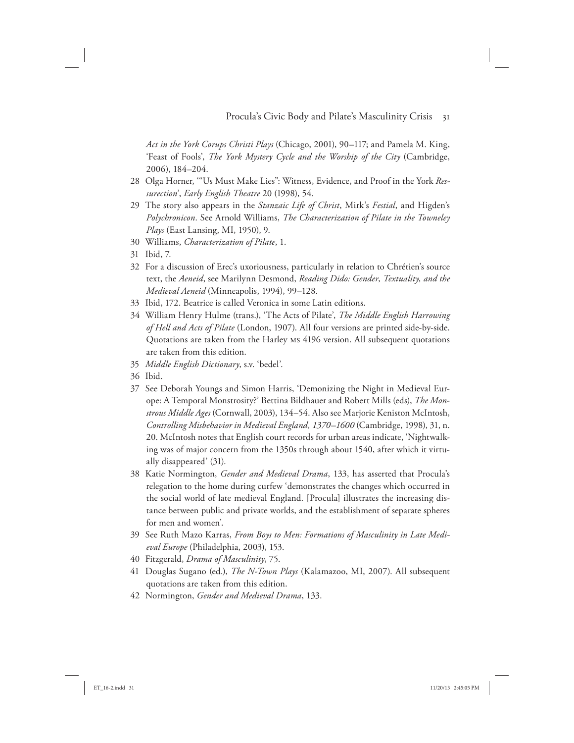*Act in the York Corups Christi Plays* (Chicago, 2001), 90–117; and Pamela M. King, 'Feast of Fools', *The York Mystery Cycle and the Worship of the City* (Cambridge, 2006), 184–204.

28 Olga Horner, '"Us Must Make Lies": Witness, Evidence, and Proof in the York *Ressurection*', *Early English Theatre* 20 (1998), 54.

29 The story also appears in the *Stanzaic Life of Christ*, Mirk's *Festial*, and Higden's *Polychronicon*. See Arnold Williams, *The Characterization of Pilate in the Towneley Plays* (East Lansing, MI, 1950), 9.

30 Williams, *Characterization of Pilate*, 1.

31 Ibid, 7.

32 For a discussion of Erec's uxoriousness, particularly in relation to Chrétien's source text, the *Aeneid*, see Marilynn Desmond, *Reading Dido: Gender, Textuality, and the Medieval Aeneid* (Minneapolis, 1994), 99–128.

33 Ibid, 172. Beatrice is called Veronica in some Latin editions.

34 William Henry Hulme (trans.), 'The Acts of Pilate', *The Middle English Harrowing of Hell and Acts of Pilate* (London, 1907). All four versions are printed side-by-side. Quotations are taken from the Harley MS 4196 version. All subsequent quotations are taken from this edition.

35 *Middle English Dictionary*, s.v. 'bedel'.

36 Ibid.

37 See Deborah Youngs and Simon Harris, 'Demonizing the Night in Medieval Europe: A Temporal Monstrosity?' Bettina Bildhauer and Robert Mills (eds), *The Monstrous Middle Ages* (Cornwall, 2003), 134–54. Also see Marjorie Keniston McIntosh, *Controlling Misbehavior in Medieval England, 1370–1600* (Cambridge, 1998), 31, n. 20. McIntosh notes that English court records for urban areas indicate, 'Nightwalking was of major concern from the 1350s through about 1540, after which it virtually disappeared' (31).

38 Katie Normington, *Gender and Medieval Drama*, 133, has asserted that Procula's relegation to the home during curfew 'demonstrates the changes which occurred in the social world of late medieval England. [Procula] illustrates the increasing distance between public and private worlds, and the establishment of separate spheres for men and women'.

39 See Ruth Mazo Karras, *From Boys to Men: Formations of Masculinity in Late Medieval Europe* (Philadelphia, 2003), 153.

40 Fitzgerald, *Drama of Masculinity*, 75.

41 Douglas Sugano (ed.), *The N-Town Plays* (Kalamazoo, MI, 2007). All subsequent quotations are taken from this edition.

42 Normington, *Gender and Medieval Drama*, 133.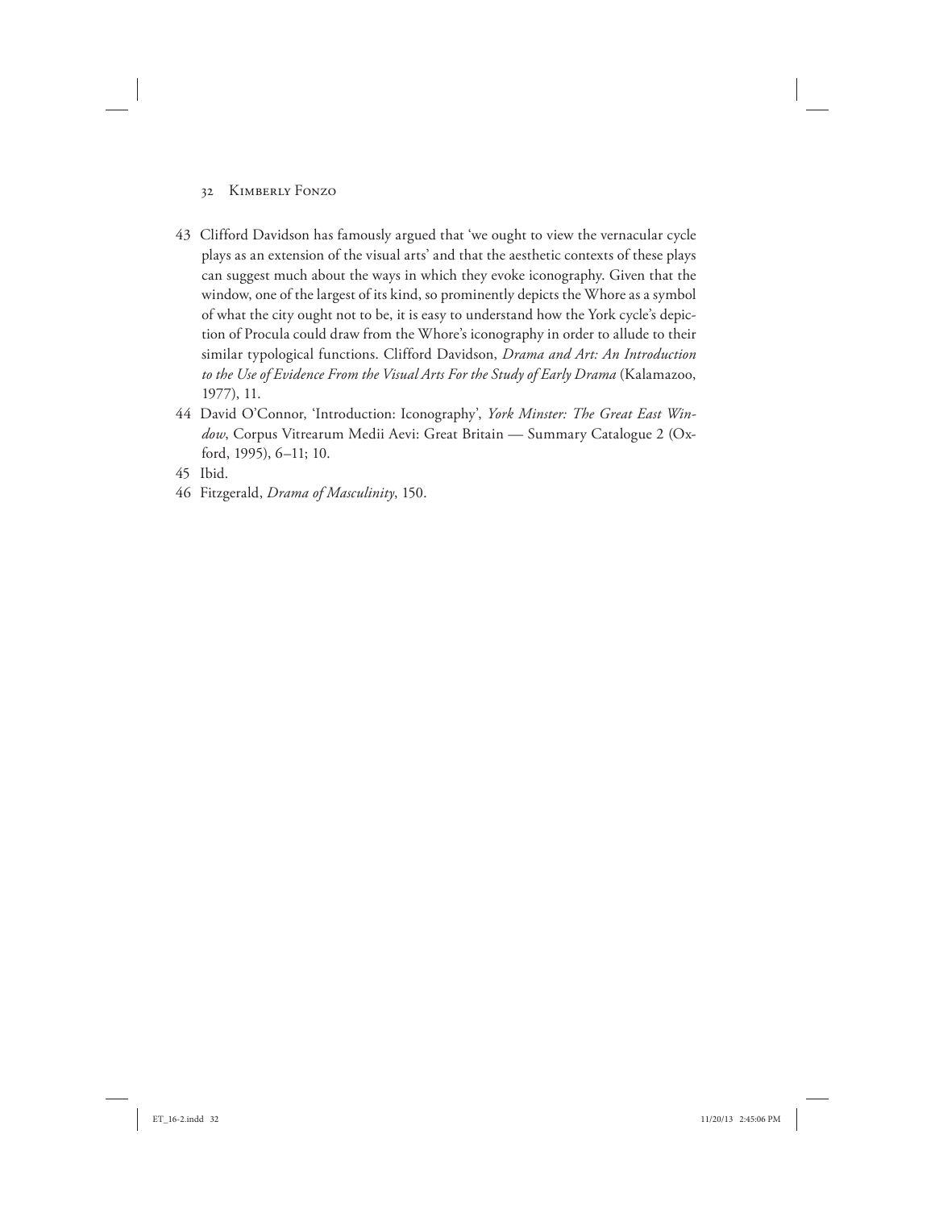43 Clifford Davidson has famously argued that 'we ought to view the vernacular cycle plays as an extension of the visual arts' and that the aesthetic contexts of these plays can suggest much about the ways in which they evoke iconography. Given that the window, one of the largest of its kind, so prominently depicts the Whore as a symbol of what the city ought not to be, it is easy to understand how the York cycle's depiction of Procula could draw from the Whore's iconography in order to allude to their similar typological functions. Clifford Davidson, *Drama and Art: An Introduction to the Use of Evidence From the Visual Arts For the Study of Early Drama* (Kalamazoo, 1977), 11.

44 David O'Connor, 'Introduction: Iconography', *York Minster: The Great East Window*, Corpus Vitrearum Medii Aevi: Great Britain — Summary Catalogue 2 (Oxford, 1995), 6–11; 10.

45 Ibid.

46 Fitzgerald, *Drama of Masculinity*, 150.